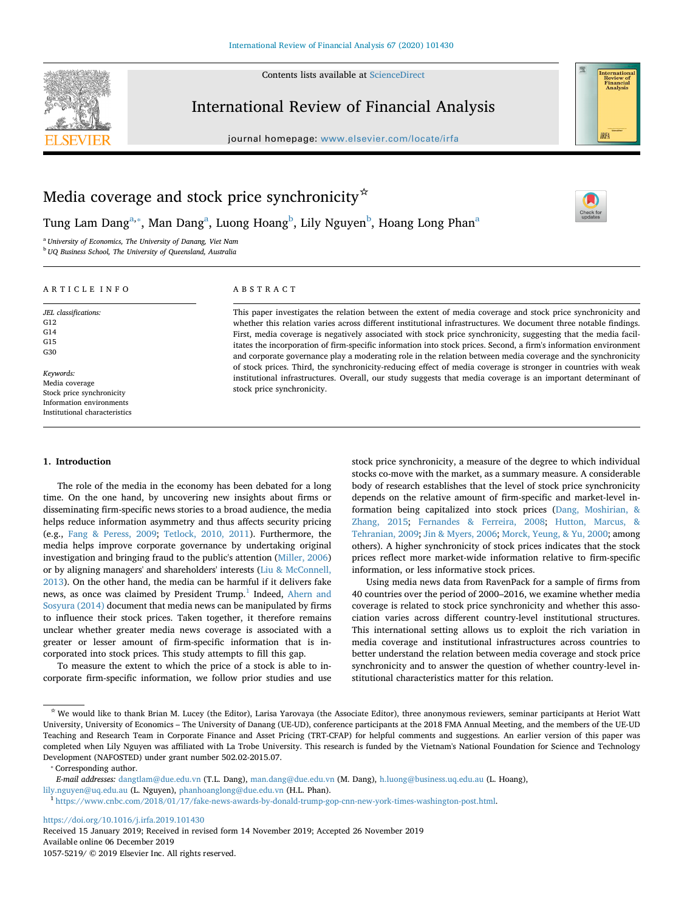# Media coverage and stock price synchronicity[☆]

Tung Lam Dang[a,*], Man Dang[a], Luong Hoang[b], Lily Nguyen[b], Hoang Long Phan[a]

[a] University of Economics, The University of Danang, Viet Nam

[b] UQ Business School, The University of Queensland, Australia

## ARTICLE INFO

*JEL classifications:*
G12
G14
G15
G30

*Keywords:*
Media coverage
Stock price synchronicity
Information environments
Institutional characteristics

## ABSTRACT

This paper investigates the relation between the extent of media coverage and stock price synchronicity and whether this relation varies across different institutional infrastructures. We document three notable findings. First, media coverage is negatively associated with stock price synchronicity, suggesting that the media facilitates the incorporation of firm-specific information into stock prices. Second, a firm's information environment and corporate governance play a moderating role in the relation between media coverage and the synchronicity of stock prices. Third, the synchronicity-reducing effect of media coverage is stronger in countries with weak institutional infrastructures. Overall, our study suggests that media coverage is an important determinant of stock price synchronicity.

## 1. Introduction

The role of the media in the economy has been debated for a long time. On the one hand, by uncovering new insights about firms or disseminating firm-specific news stories to a broad audience, the media helps reduce information asymmetry and thus affects security pricing (e.g., Fang & Peress, 2009; Tetlock, 2010, 2011). Furthermore, the media helps improve corporate governance by undertaking original investigation and bringing fraud to the public's attention (Miller, 2006) or by aligning managers' and shareholders' interests (Liu & McConnell, 2013). On the other hand, the media can be harmful if it delivers fake news, as once was claimed by President Trump.[1] Indeed, Ahern and Sosyura (2014) document that media news can be manipulated by firms to influence their stock prices. Taken together, it therefore remains unclear whether greater media news coverage is associated with a greater or lesser amount of firm-specific information that is incorporated into stock prices. This study attempts to fill this gap.

To measure the extent to which the price of a stock is able to incorporate firm-specific information, we follow prior studies and use stock price synchronicity, a measure of the degree to which individual stocks co-move with the market, as a summary measure. A considerable body of research establishes that the level of stock price synchronicity depends on the relative amount of firm-specific and market-level information being capitalized into stock prices (Dang, Moshirian, & Zhang, 2015; Fernandes & Ferreira, 2008; Hutton, Marcus, & Tehranian, 2009; Jin & Myers, 2006; Morck, Yeung, & Yu, 2000; among others). A higher synchronicity of stock prices indicates that the stock prices reflect more market-wide information relative to firm-specific information, or less informative stock prices.

Using media news data from RavenPack for a sample of firms from 40 countries over the period of 2000–2016, we examine whether media coverage is related to stock price synchronicity and whether this association varies across different country-level institutional structures. This international setting allows us to exploit the rich variation in media coverage and institutional infrastructures across countries to better understand the relation between media coverage and stock price synchronicity and to answer the question of whether country-level institutional characteristics matter for this relation.

---

[☆] We would like to thank Brian M. Lucey (the Editor), Larisa Yarovaya (the Associate Editor), three anonymous reviewers, seminar participants at Heriot Watt University, University of Economics – The University of Danang (UE-UD), conference participants at the 2018 FMA Annual Meeting, and the members of the UE-UD Teaching and Research Team in Corporate Finance and Asset Pricing (TRT-CFAP) for helpful comments and suggestions. An earlier version of this paper was completed when Lily Nguyen was affiliated with La Trobe University. This research is funded by the Vietnam's National Foundation for Science and Technology Development (NAFOSTED) under grant number 502.02-2015.07.

[*] Corresponding author.

*E-mail addresses:* dangtlam@due.edu.vn (T.L. Dang), man.dang@due.edu.vn (M. Dang), h.luong@business.uq.edu.au (L. Hoang), lily.nguyen@uq.edu.au (L. Nguyen), phanhoanglong@due.edu.vn (H.L. Phan).

[1] https://www.cnbc.com/2018/01/17/fake-news-awards-by-donald-trump-gop-cnn-new-york-times-washington-post.html.

https://doi.org/10.1016/j.irfa.2019.101430

Received 15 January 2019; Received in revised form 14 November 2019; Accepted 26 November 2019

Available online 06 December 2019

1057-5219/ © 2019 Elsevier Inc. All rights reserved.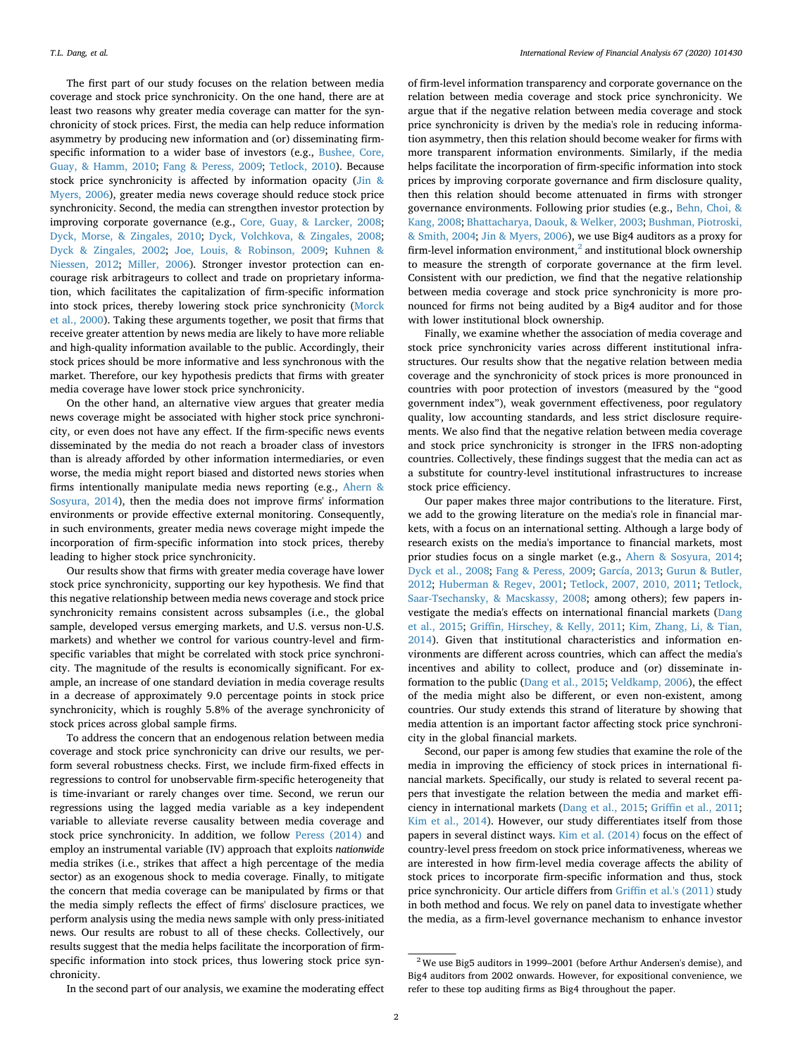The first part of our study focuses on the relation between media coverage and stock price synchronicity. On the one hand, there are at least two reasons why greater media coverage can matter for the synchronicity of stock prices. First, the media can help reduce information asymmetry by producing new information and (or) disseminating firm-specific information to a wider base of investors (e.g., Bushee, Core, Guay, & Hamm, 2010; Fang & Peress, 2009; Tetlock, 2010). Because stock price synchronicity is affected by information opacity (Jin & Myers, 2006), greater media news coverage should reduce stock price synchronicity. Second, the media can strengthen investor protection by improving corporate governance (e.g., Core, Guay, & Larcker, 2008; Dyck, Morse, & Zingales, 2010; Dyck, Volchkova, & Zingales, 2008; Dyck & Zingales, 2002; Joe, Louis, & Robinson, 2009; Kuhnen & Niessen, 2012; Miller, 2006). Stronger investor protection can encourage risk arbitrageurs to collect and trade on proprietary information, which facilitates the capitalization of firm-specific information into stock prices, thereby lowering stock price synchronicity (Morck et al., 2000). Taking these arguments together, we posit that firms that receive greater attention by news media are likely to have more reliable and high-quality information available to the public. Accordingly, their stock prices should be more informative and less synchronous with the market. Therefore, our key hypothesis predicts that firms with greater media coverage have lower stock price synchronicity.

On the other hand, an alternative view argues that greater media news coverage might be associated with higher stock price synchronicity, or even does not have any effect. If the firm-specific news events disseminated by the media do not reach a broader class of investors than is already afforded by other information intermediaries, or even worse, the media might report biased and distorted news stories when firms intentionally manipulate media news reporting (e.g., Ahern & Sosyura, 2014), then the media does not improve firms' information environments or provide effective external monitoring. Consequently, in such environments, greater media news coverage might impede the incorporation of firm-specific information into stock prices, thereby leading to higher stock price synchronicity.

Our results show that firms with greater media coverage have lower stock price synchronicity, supporting our key hypothesis. We find that this negative relationship between media news coverage and stock price synchronicity remains consistent across subsamples (i.e., the global sample, developed versus emerging markets, and U.S. versus non-U.S. markets) and whether we control for various country-level and firm-specific variables that might be correlated with stock price synchronicity. The magnitude of the results is economically significant. For example, an increase of one standard deviation in media coverage results in a decrease of approximately 9.0 percentage points in stock price synchronicity, which is roughly 5.8% of the average synchronicity of stock prices across global sample firms.

To address the concern that an endogenous relation between media coverage and stock price synchronicity can drive our results, we perform several robustness checks. First, we include firm-fixed effects in regressions to control for unobservable firm-specific heterogeneity that is time-invariant or rarely changes over time. Second, we rerun our regressions using the lagged media variable as a key independent variable to alleviate reverse causality between media coverage and stock price synchronicity. In addition, we follow Peress (2014) and employ an instrumental variable (IV) approach that exploits *nationwide* media strikes (i.e., strikes that affect a high percentage of the media sector) as an exogenous shock to media coverage. Finally, to mitigate the concern that media coverage can be manipulated by firms or that the media simply reflects the effect of firms' disclosure practices, we perform analysis using the media news sample with only press-initiated news. Our results are robust to all of these checks. Collectively, our results suggest that the media helps facilitate the incorporation of firm-specific information into stock prices, thus lowering stock price synchronicity.

In the second part of our analysis, we examine the moderating effect of firm-level information transparency and corporate governance on the relation between media coverage and stock price synchronicity. We argue that if the negative relation between media coverage and stock price synchronicity is driven by the media's role in reducing information asymmetry, then this relation should become weaker for firms with more transparent information environments. Similarly, if the media helps facilitate the incorporation of firm-specific information into stock prices by improving corporate governance and firm disclosure quality, then this relation should become attenuated in firms with stronger governance environments. Following prior studies (e.g., Behn, Choi, & Kang, 2008; Bhattacharya, Daouk, & Welker, 2003; Bushman, Piotroski, & Smith, 2004; Jin & Myers, 2006), we use Big4 auditors as a proxy for firm-level information environment,[2] and institutional block ownership to measure the strength of corporate governance at the firm level. Consistent with our prediction, we find that the negative relationship between media coverage and stock price synchronicity is more pronounced for firms not being audited by a Big4 auditor and for those with lower institutional block ownership.

Finally, we examine whether the association of media coverage and stock price synchronicity varies across different institutional infrastructures. Our results show that the negative relation between media coverage and the synchronicity of stock prices is more pronounced in countries with poor protection of investors (measured by the "good government index"), weak government effectiveness, poor regulatory quality, low accounting standards, and less strict disclosure requirements. We also find that the negative relation between media coverage and stock price synchronicity is stronger in the IFRS non-adopting countries. Collectively, these findings suggest that the media can act as a substitute for country-level institutional infrastructures to increase stock price efficiency.

Our paper makes three major contributions to the literature. First, we add to the growing literature on the media's role in financial markets, with a focus on an international setting. Although a large body of research exists on the media's importance to financial markets, most prior studies focus on a single market (e.g., Ahern & Sosyura, 2014; Dyck et al., 2008; Fang & Peress, 2009; García, 2013; Gurun & Butler, 2012; Huberman & Regev, 2001; Tetlock, 2007, 2010, 2011; Tetlock, Saar-Tsechansky, & Macskassy, 2008; among others); few papers investigate the media's effects on international financial markets (Dang et al., 2015; Griffin, Hirschey, & Kelly, 2011; Kim, Zhang, Li, & Tian, 2014). Given that institutional characteristics and information environments are different across countries, which can affect the media's incentives and ability to collect, produce and (or) disseminate information to the public (Dang et al., 2015; Veldkamp, 2006), the effect of the media might also be different, or even non-existent, among countries. Our study extends this strand of literature by showing that media attention is an important factor affecting stock price synchronicity in the global financial markets.

Second, our paper is among few studies that examine the role of the media in improving the efficiency of stock prices in international financial markets. Specifically, our study is related to several recent papers that investigate the relation between the media and market efficiency in international markets (Dang et al., 2015; Griffin et al., 2011; Kim et al., 2014). However, our study differentiates itself from those papers in several distinct ways. Kim et al. (2014) focus on the effect of country-level press freedom on stock price informativeness, whereas we are interested in how firm-level media coverage affects the ability of stock prices to incorporate firm-specific information and thus, stock price synchronicity. Our article differs from Griffin et al.'s (2011) study in both method and focus. We rely on panel data to investigate whether the media, as a firm-level governance mechanism to enhance investor

[2] We use Big5 auditors in 1999–2001 (before Arthur Andersen's demise), and Big4 auditors from 2002 onwards. However, for expositional convenience, we refer to these top auditing firms as Big4 throughout the paper.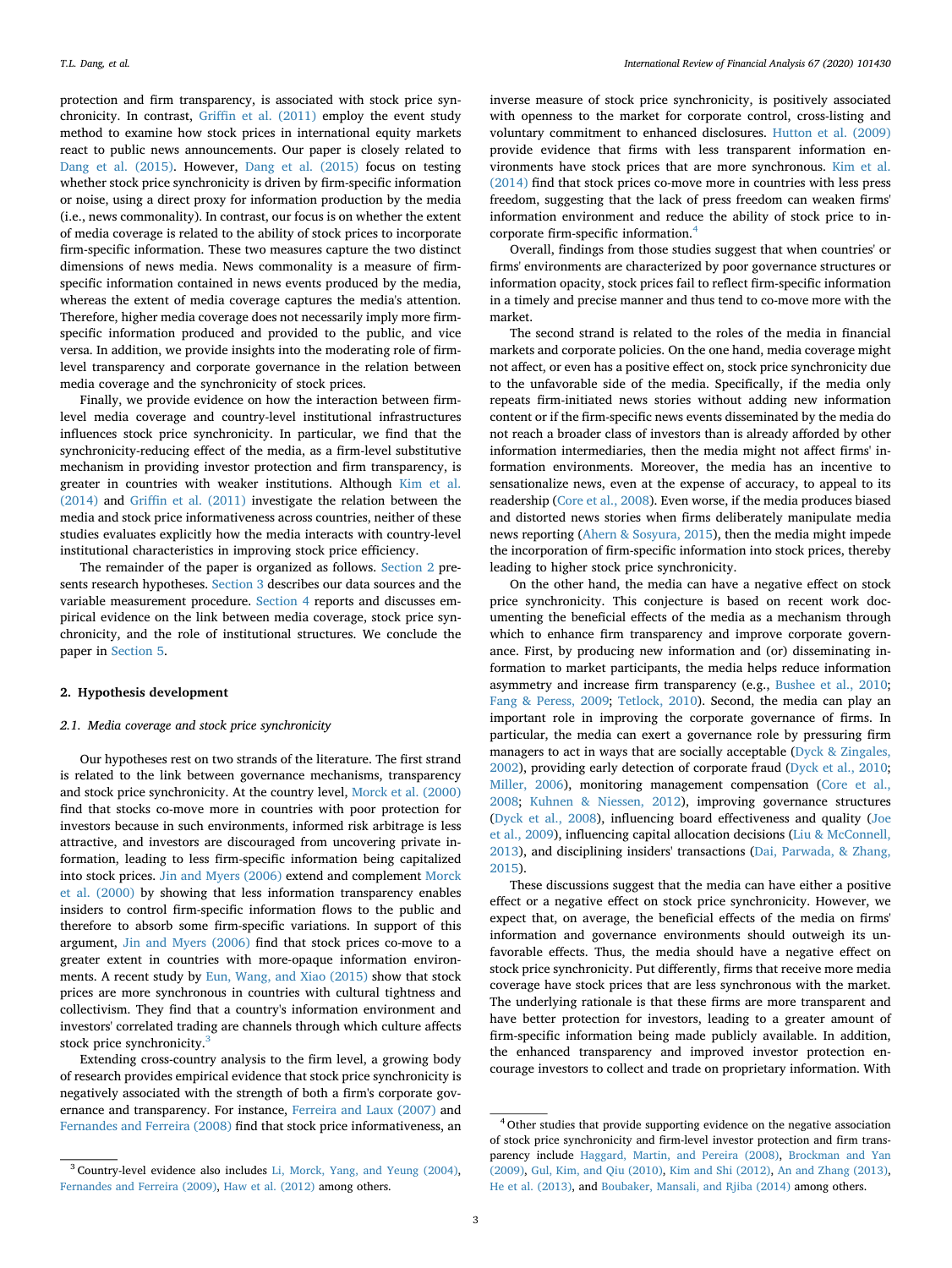protection and firm transparency, is associated with stock price synchronicity. In contrast, Griffin et al. (2011) employ the event study method to examine how stock prices in international equity markets react to public news announcements. Our paper is closely related to Dang et al. (2015). However, Dang et al. (2015) focus on testing whether stock price synchronicity is driven by firm-specific information or noise, using a direct proxy for information production by the media (i.e., news commonality). In contrast, our focus is on whether the extent of media coverage is related to the ability of stock prices to incorporate firm-specific information. These two measures capture the two distinct dimensions of news media. News commonality is a measure of firm-specific information contained in news events produced by the media, whereas the extent of media coverage captures the media's attention. Therefore, higher media coverage does not necessarily imply more firm-specific information produced and provided to the public, and vice versa. In addition, we provide insights into the moderating role of firm-level transparency and corporate governance in the relation between media coverage and the synchronicity of stock prices.

Finally, we provide evidence on how the interaction between firm-level media coverage and country-level institutional infrastructures influences stock price synchronicity. In particular, we find that the synchronicity-reducing effect of the media, as a firm-level substitutive mechanism in providing investor protection and firm transparency, is greater in countries with weaker institutions. Although Kim et al. (2014) and Griffin et al. (2011) investigate the relation between the media and stock price informativeness across countries, neither of these studies evaluates explicitly how the media interacts with country-level institutional characteristics in improving stock price efficiency.

The remainder of the paper is organized as follows. Section 2 presents research hypotheses. Section 3 describes our data sources and the variable measurement procedure. Section 4 reports and discusses empirical evidence on the link between media coverage, stock price synchronicity, and the role of institutional structures. We conclude the paper in Section 5.

## 2. Hypothesis development

### 2.1. Media coverage and stock price synchronicity

Our hypotheses rest on two strands of the literature. The first strand is related to the link between governance mechanisms, transparency and stock price synchronicity. At the country level, Morck et al. (2000) find that stocks co-move more in countries with poor protection for investors because in such environments, informed risk arbitrage is less attractive, and investors are discouraged from uncovering private information, leading to less firm-specific information being capitalized into stock prices. Jin and Myers (2006) extend and complement Morck et al. (2000) by showing that less information transparency enables insiders to control firm-specific information flows to the public and therefore to absorb some firm-specific variations. In support of this argument, Jin and Myers (2006) find that stock prices co-move to a greater extent in countries with more-opaque information environments. A recent study by Eun, Wang, and Xiao (2015) show that stock prices are more synchronous in countries with cultural tightness and collectivism. They find that a country's information environment and investors' correlated trading are channels through which culture affects stock price synchronicity.[3]

Extending cross-country analysis to the firm level, a growing body of research provides empirical evidence that stock price synchronicity is negatively associated with the strength of both a firm's corporate governance and transparency. For instance, Ferreira and Laux (2007) and Fernandes and Ferreira (2008) find that stock price informativeness, an inverse measure of stock price synchronicity, is positively associated with openness to the market for corporate control, cross-listing and voluntary commitment to enhanced disclosures. Hutton et al. (2009) provide evidence that firms with less transparent information environments have stock prices that are more synchronous. Kim et al. (2014) find that stock prices co-move more in countries with less press freedom, suggesting that the lack of press freedom can weaken firms' information environment and reduce the ability of stock price to incorporate firm-specific information.[4]

Overall, findings from those studies suggest that when countries' or firms' environments are characterized by poor governance structures or information opacity, stock prices fail to reflect firm-specific information in a timely and precise manner and thus tend to co-move more with the market.

The second strand is related to the roles of the media in financial markets and corporate policies. On the one hand, media coverage might not affect, or even has a positive effect on, stock price synchronicity due to the unfavorable side of the media. Specifically, if the media only repeats firm-initiated news stories without adding new information content or if the firm-specific news events disseminated by the media do not reach a broader class of investors than is already afforded by other information intermediaries, then the media might not affect firms' information environments. Moreover, the media has an incentive to sensationalize news, even at the expense of accuracy, to appeal to its readership (Core et al., 2008). Even worse, if the media produces biased and distorted news stories when firms deliberately manipulate media news reporting (Ahern & Sosyura, 2015), then the media might impede the incorporation of firm-specific information into stock prices, thereby leading to higher stock price synchronicity.

On the other hand, the media can have a negative effect on stock price synchronicity. This conjecture is based on recent work documenting the beneficial effects of the media as a mechanism through which to enhance firm transparency and improve corporate governance. First, by producing new information and (or) disseminating information to market participants, the media helps reduce information asymmetry and increase firm transparency (e.g., Bushee et al., 2010; Fang & Peress, 2009; Tetlock, 2010). Second, the media can play an important role in improving the corporate governance of firms. In particular, the media can exert a governance role by pressuring firm managers to act in ways that are socially acceptable (Dyck & Zingales, 2002), providing early detection of corporate fraud (Dyck et al., 2010; Miller, 2006), monitoring management compensation (Core et al., 2008; Kuhnen & Niessen, 2012), improving governance structures (Dyck et al., 2008), influencing board effectiveness and quality (Joe et al., 2009), influencing capital allocation decisions (Liu & McConnell, 2013), and disciplining insiders' transactions (Dai, Parwada, & Zhang, 2015).

These discussions suggest that the media can have either a positive effect or a negative effect on stock price synchronicity. However, we expect that, on average, the beneficial effects of the media on firms' information and governance environments should outweigh its unfavorable effects. Thus, the media should have a negative effect on stock price synchronicity. Put differently, firms that receive more media coverage have stock prices that are less synchronous with the market. The underlying rationale is that these firms are more transparent and have better protection for investors, leading to a greater amount of firm-specific information being made publicly available. In addition, the enhanced transparency and improved investor protection encourage investors to collect and trade on proprietary information. With

[3] Country-level evidence also includes Li, Morck, Yang, and Yeung (2004), Fernandes and Ferreira (2009), Haw et al. (2012) among others.

[4] Other studies that provide supporting evidence on the negative association of stock price synchronicity and firm-level investor protection and firm transparency include Haggard, Martin, and Pereira (2008), Brockman and Yan (2009), Gul, Kim, and Qiu (2010), Kim and Shi (2012), An and Zhang (2013), He et al. (2013), and Boubaker, Mansali, and Rjiba (2014) among others.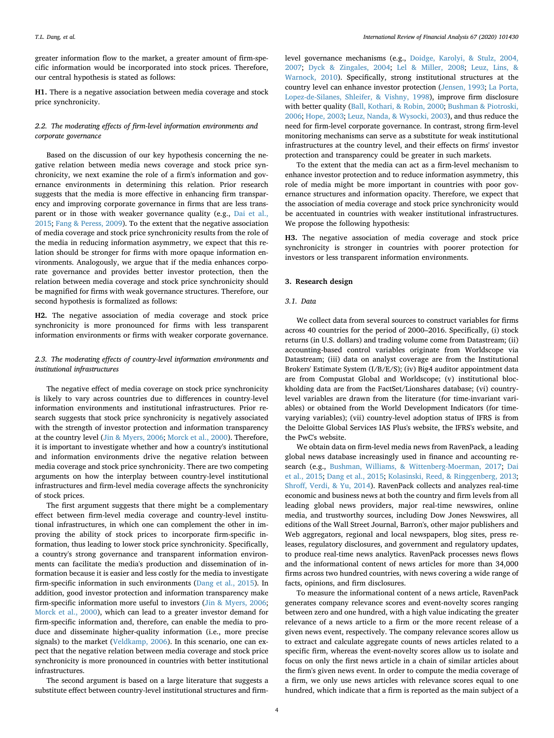greater information flow to the market, a greater amount of firm-specific information would be incorporated into stock prices. Therefore, our central hypothesis is stated as follows:

**H1.** There is a negative association between media coverage and stock price synchronicity.

### 2.2. The moderating effects of firm-level information environments and corporate governance

Based on the discussion of our key hypothesis concerning the negative relation between media news coverage and stock price synchronicity, we next examine the role of a firm's information and governance environments in determining this relation. Prior research suggests that the media is more effective in enhancing firm transparency and improving corporate governance in firms that are less transparent or in those with weaker governance quality (e.g., Dai et al., 2015; Fang & Peress, 2009). To the extent that the negative association of media coverage and stock price synchronicity results from the role of the media in reducing information asymmetry, we expect that this relation should be stronger for firms with more opaque information environments. Analogously, we argue that if the media enhances corporate governance and provides better investor protection, then the relation between media coverage and stock price synchronicity should be magnified for firms with weak governance structures. Therefore, our second hypothesis is formalized as follows:

**H2.** The negative association of media coverage and stock price synchronicity is more pronounced for firms with less transparent information environments or firms with weaker corporate governance.

### 2.3. The moderating effects of country-level information environments and institutional infrastructures

The negative effect of media coverage on stock price synchronicity is likely to vary across countries due to differences in country-level information environments and institutional infrastructures. Prior research suggests that stock price synchronicity is negatively associated with the strength of investor protection and information transparency at the country level (Jin & Myers, 2006; Morck et al., 2000). Therefore, it is important to investigate whether and how a country's institutional and information environments drive the negative relation between media coverage and stock price synchronicity. There are two competing arguments on how the interplay between country-level institutional infrastructures and firm-level media coverage affects the synchronicity of stock prices.

The first argument suggests that there might be a complementary effect between firm-level media coverage and country-level institutional infrastructures, in which one can complement the other in improving the ability of stock prices to incorporate firm-specific information, thus leading to lower stock price synchronicity. Specifically, a country's strong governance and transparent information environments can facilitate the media's production and dissemination of information because it is easier and less costly for the media to investigate firm-specific information in such environments (Dang et al., 2015). In addition, good investor protection and information transparency make firm-specific information more useful to investors (Jin & Myers, 2006; Morck et al., 2000), which can lead to a greater investor demand for firm-specific information and, therefore, can enable the media to produce and disseminate higher-quality information (i.e., more precise signals) to the market (Veldkamp, 2006). In this scenario, one can expect that the negative relation between media coverage and stock price synchronicity is more pronounced in countries with better institutional infrastructures.

The second argument is based on a large literature that suggests a substitute effect between country-level institutional structures and firm-level governance mechanisms (e.g., Doidge, Karolyi, & Stulz, 2004, 2007; Dyck & Zingales, 2004; Lel & Miller, 2008; Leuz, Lins, & Warnock, 2010). Specifically, strong institutional structures at the country level can enhance investor protection (Jensen, 1993; La Porta, Lopez-de-Silanes, Shleifer, & Vishny, 1998), improve firm disclosure with better quality (Ball, Kothari, & Robin, 2000; Bushman & Piotroski, 2006; Hope, 2003; Leuz, Nanda, & Wysocki, 2003), and thus reduce the need for firm-level corporate governance. In contrast, strong firm-level monitoring mechanisms can serve as a substitute for weak institutional infrastructures at the country level, and their effects on firms' investor protection and transparency could be greater in such markets.

To the extent that the media can act as a firm-level mechanism to enhance investor protection and to reduce information asymmetry, this role of media might be more important in countries with poor governance structures and information opacity. Therefore, we expect that the association of media coverage and stock price synchronicity would be accentuated in countries with weaker institutional infrastructures. We propose the following hypothesis:

**H3.** The negative association of media coverage and stock price synchronicity is stronger in countries with poorer protection for investors or less transparent information environments.

## 3. Research design

### 3.1. Data

We collect data from several sources to construct variables for firms across 40 countries for the period of 2000–2016. Specifically, (i) stock returns (in U.S. dollars) and trading volume come from Datastream; (ii) accounting-based control variables originate from Worldscope via Datastream; (iii) data on analyst coverage are from the Institutional Brokers' Estimate System (I/B/E/S); (iv) Big4 auditor appointment data are from Compustat Global and Worldscope; (v) institutional blockholding data are from the FactSet/Lionshares database; (vi) country-level variables are drawn from the literature (for time-invariant variables) or obtained from the World Development Indicators (for time-varying variables); (vii) country-level adoption status of IFRS is from the Deloitte Global Services IAS Plus's website, the IFRS's website, and the PwC's website.

We obtain data on firm-level media news from RavenPack, a leading global news database increasingly used in finance and accounting research (e.g., Bushman, Williams, & Wittenberg-Moerman, 2017; Dai et al., 2015; Dang et al., 2015; Kolasinski, Reed, & Ringgenberg, 2013; Shroff, Verdi, & Yu, 2014). RavenPack collects and analyzes real-time economic and business news at both the country and firm levels from all leading global news providers, major real-time newswires, online media, and trustworthy sources, including Dow Jones Newswires, all editions of the Wall Street Journal, Barron's, other major publishers and Web aggregators, regional and local newspapers, blog sites, press releases, regulatory disclosures, and government and regulatory updates, to produce real-time news analytics. RavenPack processes news flows and the informational content of news articles for more than 34,000 firms across two hundred countries, with news covering a wide range of facts, opinions, and firm disclosures.

To measure the informational content of a news article, RavenPack generates company relevance scores and event-novelty scores ranging between zero and one hundred, with a high value indicating the greater relevance of a news article to a firm or the more recent release of a given news event, respectively. The company relevance scores allow us to extract and calculate aggregate counts of news articles related to a specific firm, whereas the event-novelty scores allow us to isolate and focus on only the first news article in a chain of similar articles about the firm's given news event. In order to compute the media coverage of a firm, we only use news articles with relevance scores equal to one hundred, which indicate that a firm is reported as the main subject of a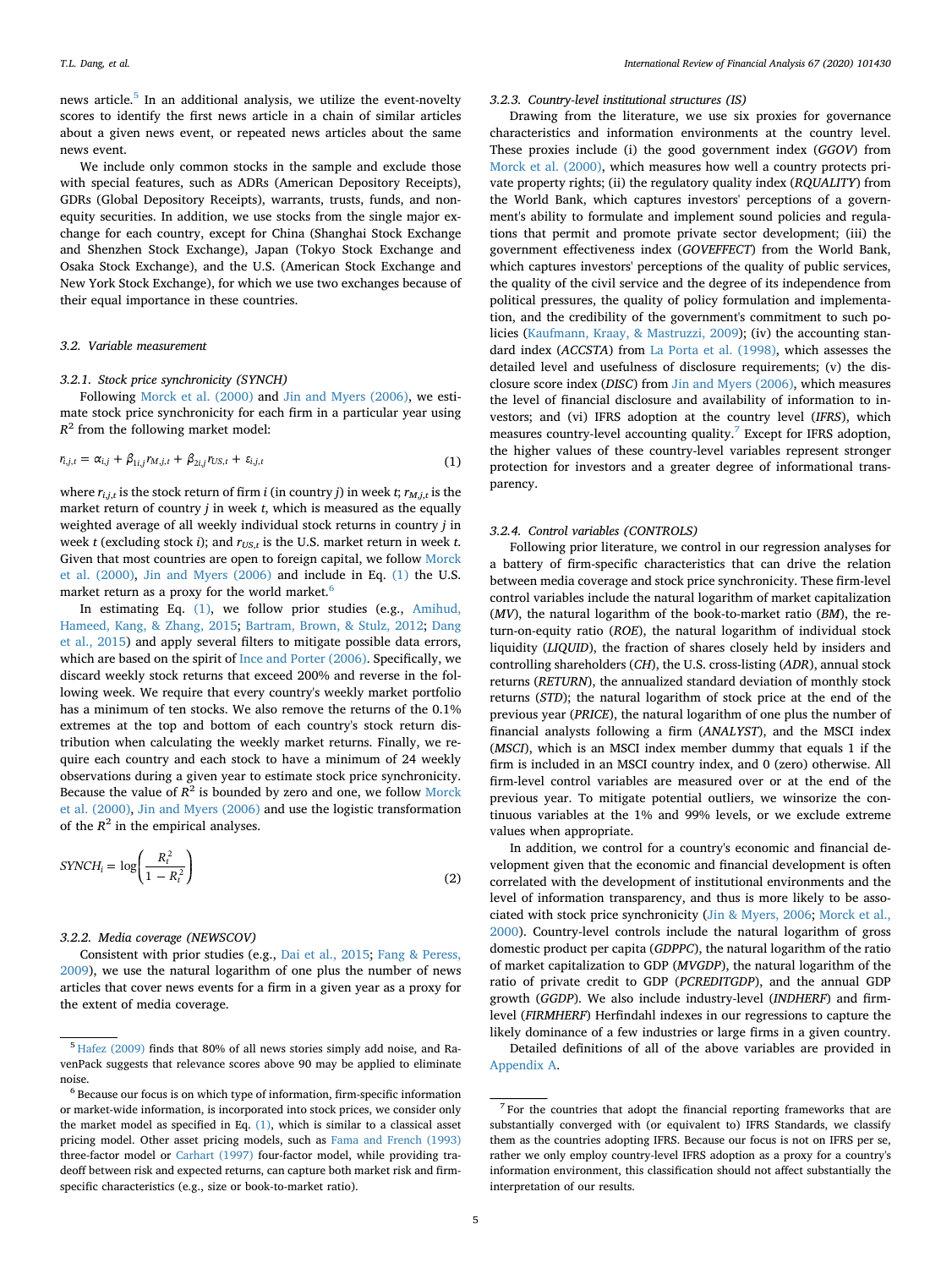news article.[5] In an additional analysis, we utilize the event-novelty scores to identify the first news article in a chain of similar articles about a given news event, or repeated news articles about the same news event.

We include only common stocks in the sample and exclude those with special features, such as ADRs (American Depository Receipts), GDRs (Global Depository Receipts), warrants, trusts, funds, and non-equity securities. In addition, we use stocks from the single major exchange for each country, except for China (Shanghai Stock Exchange and Shenzhen Stock Exchange), Japan (Tokyo Stock Exchange and Osaka Stock Exchange), and the U.S. (American Stock Exchange and New York Stock Exchange), for which we use two exchanges because of their equal importance in these countries.

### 3.2. Variable measurement

#### 3.2.1. Stock price synchronicity (SYNCH)

Following Morck et al. (2000) and Jin and Myers (2006), we estimate stock price synchronicity for each firm in a particular year using $R^2$ from the following market model:

$$r_{i,j,t} = \alpha_{i,j} + \beta_{1i,j} r_{M,j,t} + \beta_{2i,j} r_{US,t} + \varepsilon_{i,j,t} \tag{1}$$

where $r_{i,j,t}$ is the stock return of firm $i$ (in country $j$) in week $t$; $r_{M,j,t}$ is the market return of country $j$ in week $t$, which is measured as the equally weighted average of all weekly individual stock returns in country $j$ in week $t$ (excluding stock $i$); and $r_{US,t}$ is the U.S. market return in week $t$. Given that most countries are open to foreign capital, we follow Morck et al. (2000), Jin and Myers (2006) and include in Eq. (1) the U.S. market return as a proxy for the world market.[6]

In estimating Eq. (1), we follow prior studies (e.g., Amihud, Hameed, Kang, & Zhang, 2015; Bartram, Brown, & Stulz, 2012; Dang et al., 2015) and apply several filters to mitigate possible data errors, which are based on the spirit of Ince and Porter (2006). Specifically, we discard weekly stock returns that exceed 200% and reverse in the following week. We require that every country's weekly market portfolio has a minimum of ten stocks. We also remove the returns of the 0.1% extremes at the top and bottom of each country's stock return distribution when calculating the weekly market returns. Finally, we require each country and each stock to have a minimum of 24 weekly observations during a given year to estimate stock price synchronicity. Because the value of $R^2$ is bounded by zero and one, we follow Morck et al. (2000), Jin and Myers (2006) and use the logistic transformation of the $R^2$ in the empirical analyses.

$$SYNCH_i = \log\left(\frac{R_i^2}{1 - R_i^2}\right) \tag{2}$$

#### 3.2.2. Media coverage (NEWSCOV)

Consistent with prior studies (e.g., Dai et al., 2015; Fang & Peress, 2009), we use the natural logarithm of one plus the number of news articles that cover news events for a firm in a given year as a proxy for the extent of media coverage.

#### 3.2.3. Country-level institutional structures (IS)

Drawing from the literature, we use six proxies for governance characteristics and information environments at the country level. These proxies include (i) the good government index (*GGOV*) from Morck et al. (2000), which measures how well a country protects private property rights; (ii) the regulatory quality index (*RQUALITY*) from the World Bank, which captures investors' perceptions of a government's ability to formulate and implement sound policies and regulations that permit and promote private sector development; (iii) the government effectiveness index (*GOVEFFECT*) from the World Bank, which captures investors' perceptions of the quality of public services, the quality of the civil service and the degree of its independence from political pressures, the quality of policy formulation and implementation, and the credibility of the government's commitment to such policies (Kaufmann, Kraay, & Mastruzzi, 2009); (iv) the accounting standard index (*ACCSTA*) from La Porta et al. (1998), which assesses the detailed level and usefulness of disclosure requirements; (v) the disclosure score index (*DISC*) from Jin and Myers (2006), which measures the level of financial disclosure and availability of information to investors; and (vi) IFRS adoption at the country level (*IFRS*), which measures country-level accounting quality.[7] Except for IFRS adoption, the higher values of these country-level variables represent stronger protection for investors and a greater degree of informational transparency.

#### 3.2.4. Control variables (CONTROLS)

Following prior literature, we control in our regression analyses for a battery of firm-specific characteristics that can drive the relation between media coverage and stock price synchronicity. These firm-level control variables include the natural logarithm of market capitalization (*MV*), the natural logarithm of the book-to-market ratio (*BM*), the return-on-equity ratio (*ROE*), the natural logarithm of individual stock liquidity (*LIQUID*), the fraction of shares closely held by insiders and controlling shareholders (*CH*), the U.S. cross-listing (*ADR*), annual stock returns (*RETURN*), the annualized standard deviation of monthly stock returns (*STD*); the natural logarithm of stock price at the end of the previous year (*PRICE*), the natural logarithm of one plus the number of financial analysts following a firm (*ANALYST*), and the MSCI index (*MSCI*), which is an MSCI index member dummy that equals 1 if the firm is included in an MSCI country index, and 0 (zero) otherwise. All firm-level control variables are measured over or at the end of the previous year. To mitigate potential outliers, we winsorize the continuous variables at the 1% and 99% levels, or we exclude extreme values when appropriate.

In addition, we control for a country's economic and financial development given that the economic and financial development is often correlated with the development of institutional environments and the level of information transparency, and thus is more likely to be associated with stock price synchronicity (Jin & Myers, 2006; Morck et al., 2000). Country-level controls include the natural logarithm of gross domestic product per capita (*GDPPC*), the natural logarithm of the ratio of market capitalization to GDP (*MVGDP*), the natural logarithm of the ratio of private credit to GDP (*PCREDITGDP*), and the annual GDP growth (*GGDP*). We also include industry-level (*INDHERF*) and firm-level (*FIRMHERF*) Herfindahl indexes in our regressions to capture the likely dominance of a few industries or large firms in a given country.

Detailed definitions of all of the above variables are provided in Appendix A.

---

[5] Hafez (2009) finds that 80% of all news stories simply add noise, and RavenPack suggests that relevance scores above 90 may be applied to eliminate noise.

[6] Because our focus is on which type of information, firm-specific information or market-wide information, is incorporated into stock prices, we consider only the market model as specified in Eq. (1), which is similar to a classical asset pricing model. Other asset pricing models, such as Fama and French (1993) three-factor model or Carhart (1997) four-factor model, while providing tradeoff between risk and expected returns, can capture both market risk and firm-specific characteristics (e.g., size or book-to-market ratio).

[7] For the countries that adopt the financial reporting frameworks that are substantially converged with (or equivalent to) IFRS Standards, we classify them as the countries adopting IFRS. Because our focus is not on IFRS per se, rather we only employ country-level IFRS adoption as a proxy for a country's information environment, this classification should not affect substantially the interpretation of our results.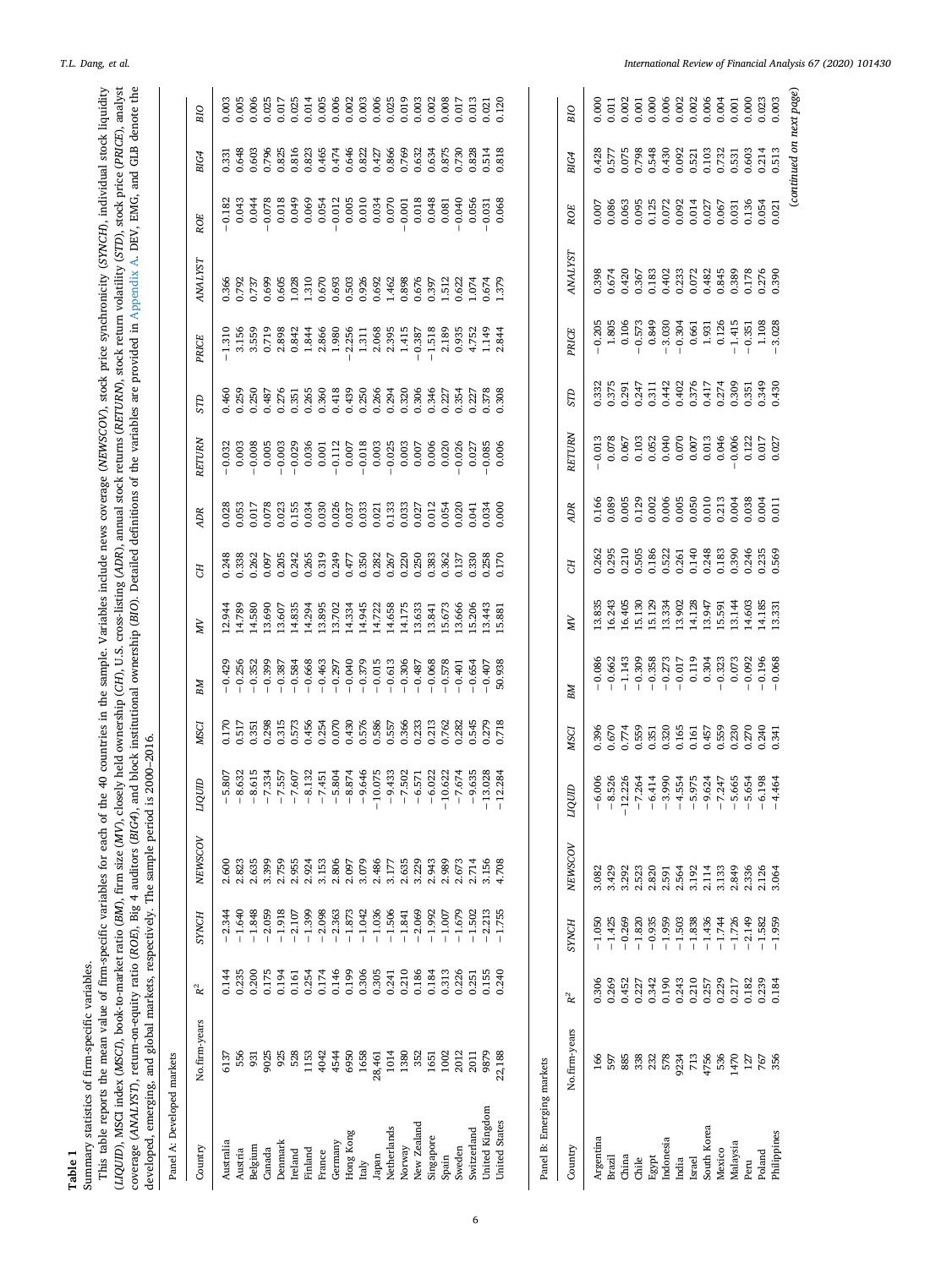**Table 1**

Summary statistics of firm-specific variables.

This table reports the mean value of firm-specific variables for each of the 40 countries in the sample. Variables include news coverage (*NEWSCOV*), stock price synchronicity (*SYNCH*), individual stock liquidity (*LIQUID*), MSCI index (*MSCI*), book-to-market ratio (*BM*), firm size (*MV*), closely held ownership (*CH*), U.S. cross-listing (*ADR*), annual stock returns (*RETURN*), stock return volatility (*STD*), stock price (*PRICE*), analyst coverage (*ANALYST*), return-on-equity ratio (*ROE*), Big 4 auditors (*BIG4*), and block institutional ownership (*BIO*). Detailed definitions of the variables are provided in Appendix A. DEV, EMG, and GLB denote the developed, emerging, and global markets, respectively. The sample period is 2000–2016.

Panel A: Developed markets

| Country | No.firm-years | $R^2$ | *SYNCH* | *NEWSCOV* | *LIQUID* | *MSCI* | *BM* | *MV* | *CH* | *ADR* | *RETURN* | *STD* | *PRICE* | *ANALYST* | *ROE* | *BIG4* | *BIO* |
|---|---|---|---|---|---|---|---|---|---|---|---|---|---|---|---|---|---|
| Australia | 6137 | 0.144 | −2.344 | 2.600 | −5.807 | 0.170 | −0.429 | 12.944 | 0.248 | 0.028 | −0.032 | 0.460 | −1.310 | 0.366 | −0.182 | 0.331 | 0.003 |
| Austria | 556 | 0.235 | −1.640 | 2.823 | −8.632 | 0.517 | −0.256 | 14.789 | 0.338 | 0.053 | 0.003 | 0.259 | 3.156 | 0.792 | 0.043 | 0.648 | 0.005 |
| Belgium | 931 | 0.200 | −1.848 | 2.635 | −8.615 | 0.351 | −0.352 | 14.580 | 0.262 | 0.017 | −0.008 | 0.250 | 3.559 | 0.737 | 0.044 | 0.603 | 0.006 |
| Canada | 9025 | 0.175 | −2.059 | 3.399 | −7.334 | 0.298 | −0.399 | 13.690 | 0.097 | 0.078 | 0.005 | 0.487 | 0.719 | 0.699 | −0.078 | 0.796 | 0.025 |
| Denmark | 925 | 0.194 | −1.918 | 2.759 | −7.557 | 0.315 | −0.387 | 13.607 | 0.205 | 0.023 | −0.003 | 0.276 | 2.898 | 0.605 | 0.018 | 0.825 | 0.017 |
| Ireland | 528 | 0.161 | −2.107 | 2.955 | −7.607 | 0.573 | −0.584 | 14.835 | 0.242 | 0.155 | −0.029 | 0.351 | 0.842 | 1.028 | 0.049 | 0.816 | 0.025 |
| Finland | 1153 | 0.254 | −1.399 | 2.924 | −8.132 | 0.456 | −0.668 | 14.294 | 0.265 | 0.034 | 0.036 | 0.265 | 1.844 | 1.310 | 0.069 | 0.823 | 0.014 |
| France | 4042 | 0.174 | −2.098 | 3.153 | −7.451 | 0.254 | −0.463 | 13.895 | 0.319 | 0.030 | 0.001 | 0.360 | 2.866 | 0.670 | 0.054 | 0.465 | 0.005 |
| Germany | 4544 | 0.146 | −2.363 | 2.806 | −5.804 | 0.070 | −0.297 | 13.702 | 0.249 | 0.026 | −0.112 | 0.418 | 1.980 | 0.693 | −0.012 | 0.474 | 0.006 |
| Hong Kong | 6950 | 0.199 | −1.873 | 2.097 | −8.874 | 0.430 | −0.040 | 14.334 | 0.477 | 0.037 | 0.007 | 0.439 | −2.256 | 0.503 | 0.005 | 0.646 | 0.002 |
| Italy | 1658 | 0.306 | −1.042 | 3.079 | −9.646 | 0.576 | −0.379 | 14.945 | 0.350 | 0.033 | −0.018 | 0.250 | 1.311 | 0.926 | 0.010 | 0.822 | 0.003 |
| Japan | 28,461 | 0.305 | −1.036 | 2.486 | −10.075 | 0.586 | −0.015 | 14.722 | 0.282 | 0.021 | 0.003 | 0.266 | 2.068 | 0.692 | 0.034 | 0.427 | 0.006 |
| Netherlands | 1014 | 0.241 | −1.506 | 3.177 | −9.433 | 0.557 | −0.613 | 14.658 | 0.267 | 0.133 | −0.025 | 0.294 | 2.395 | 1.462 | 0.070 | 0.866 | 0.025 |
| Norway | 1380 | 0.210 | −1.841 | 2.635 | −7.502 | 0.366 | −0.306 | 14.175 | 0.220 | 0.033 | 0.003 | 0.320 | 1.415 | 0.898 | −0.001 | 0.769 | 0.019 |
| New Zealand | 352 | 0.186 | −2.069 | 3.229 | −6.571 | 0.233 | −0.487 | 13.633 | 0.250 | 0.027 | 0.007 | 0.306 | −0.387 | 0.676 | 0.018 | 0.632 | 0.003 |
| Singapore | 1651 | 0.184 | −1.992 | 2.943 | −6.022 | 0.213 | −0.068 | 13.841 | 0.383 | 0.012 | 0.006 | 0.346 | −1.518 | 0.397 | 0.048 | 0.634 | 0.002 |
| Spain | 1002 | 0.313 | −1.007 | 2.989 | −10.622 | 0.762 | −0.578 | 15.673 | 0.362 | 0.054 | 0.020 | 0.227 | 2.189 | 1.512 | 0.081 | 0.875 | 0.008 |
| Sweden | 2012 | 0.226 | −1.679 | 2.673 | −7.674 | 0.282 | −0.401 | 13.666 | 0.137 | 0.020 | −0.026 | 0.354 | 0.935 | 0.622 | −0.040 | 0.730 | 0.017 |
| Switzerland | 2011 | 0.251 | −1.502 | 2.714 | −9.635 | 0.545 | −0.654 | 15.206 | 0.330 | 0.041 | 0.027 | 0.227 | 4.752 | 1.074 | 0.056 | 0.828 | 0.013 |
| United Kingdom | 9879 | 0.155 | −2.213 | 3.156 | −13.028 | 0.279 | −0.407 | 13.443 | 0.258 | 0.034 | −0.085 | 0.378 | 1.149 | 0.674 | −0.031 | 0.514 | 0.021 |
| United States | 22,188 | 0.240 | −1.755 | 4.708 | −12.284 | 0.718 | 50.938 | 15.881 | 0.170 | 0.000 | 0.006 | 0.308 | 2.844 | 1.379 | 0.068 | 0.818 | 0.120 |

Panel B: Emerging markets

| Country | No.firm-years | $R^2$ | *SYNCH* | *NEWSCOV* | *LIQUID* | *MSCI* | *BM* | *MV* | *CH* | *ADR* | *RETURN* | *STD* | *PRICE* | *ANALYST* | *ROE* | *BIG4* | *BIO* |
|---|---|---|---|---|---|---|---|---|---|---|---|---|---|---|---|---|---|
| Argentina | 166 | 0.306 | −1.050 | 3.082 | −6.006 | 0.396 | −0.086 | 13.835 | 0.262 | 0.166 | −0.013 | 0.332 | −0.205 | 0.398 | 0.007 | 0.428 | 0.000 |
| Brazil | 597 | 0.269 | −1.425 | 3.429 | −8.526 | 0.670 | −0.662 | 16.243 | 0.295 | 0.089 | 0.078 | 0.375 | 1.805 | 0.674 | 0.086 | 0.577 | 0.011 |
| China | 885 | 0.452 | −0.269 | 3.292 | −12.226 | 0.774 | −1.143 | 16.405 | 0.210 | 0.005 | 0.067 | 0.291 | 0.106 | 0.420 | 0.063 | 0.075 | 0.002 |
| Chile | 338 | 0.227 | −1.820 | 2.523 | −7.264 | 0.559 | −0.309 | 15.130 | 0.505 | 0.129 | 0.103 | 0.247 | −0.573 | 0.367 | 0.095 | 0.798 | 0.001 |
| Egypt | 232 | 0.342 | −0.935 | 2.820 | −6.414 | 0.351 | −0.358 | 15.129 | 0.186 | 0.002 | 0.052 | 0.311 | 0.849 | 0.183 | 0.125 | 0.548 | 0.000 |
| Indonesia | 578 | 0.190 | −1.959 | 2.591 | −3.990 | 0.320 | −0.273 | 13.334 | 0.522 | 0.006 | 0.040 | 0.442 | −3.030 | 0.402 | 0.072 | 0.430 | 0.006 |
| India | 9234 | 0.243 | −1.503 | 2.564 | −4.554 | 0.165 | −0.017 | 13.902 | 0.261 | 0.005 | 0.070 | 0.402 | −0.304 | 0.233 | 0.092 | 0.092 | 0.002 |
| Israel | 713 | 0.210 | −1.838 | 3.192 | −5.975 | 0.161 | 0.119 | 14.128 | 0.140 | 0.050 | 0.007 | 0.376 | 0.661 | 0.072 | 0.014 | 0.521 | 0.002 |
| South Korea | 4756 | 0.257 | −1.436 | 2.114 | −9.624 | 0.457 | 0.304 | 13.947 | 0.248 | 0.010 | 0.013 | 0.417 | 1.931 | 0.482 | 0.027 | 0.103 | 0.006 |
| Mexico | 536 | 0.229 | −1.744 | 3.133 | −7.247 | 0.559 | −0.323 | 15.591 | 0.183 | 0.213 | 0.046 | 0.274 | 0.126 | 0.845 | 0.067 | 0.732 | 0.004 |
| Malaysia | 1470 | 0.217 | −1.726 | 2.849 | −5.665 | 0.230 | 0.073 | 13.144 | 0.390 | 0.004 | −0.006 | 0.309 | −1.415 | 0.389 | 0.031 | 0.531 | 0.001 |
| Peru | 127 | 0.182 | −2.149 | 2.336 | −5.654 | 0.270 | −0.092 | 14.603 | 0.246 | 0.038 | 0.122 | 0.351 | −0.351 | 0.178 | 0.136 | 0.603 | 0.000 |
| Poland | 767 | 0.239 | −1.582 | 2.126 | −6.198 | 0.240 | −0.196 | 14.185 | 0.235 | 0.004 | 0.017 | 0.349 | 1.108 | 0.276 | 0.054 | 0.214 | 0.023 |
| Philippines | 356 | 0.184 | −1.959 | 3.064 | −4.464 | 0.341 | −0.068 | 13.331 | 0.569 | 0.011 | 0.027 | 0.430 | −3.028 | 0.390 | 0.021 | 0.513 | 0.003 |

(*continued on next page*)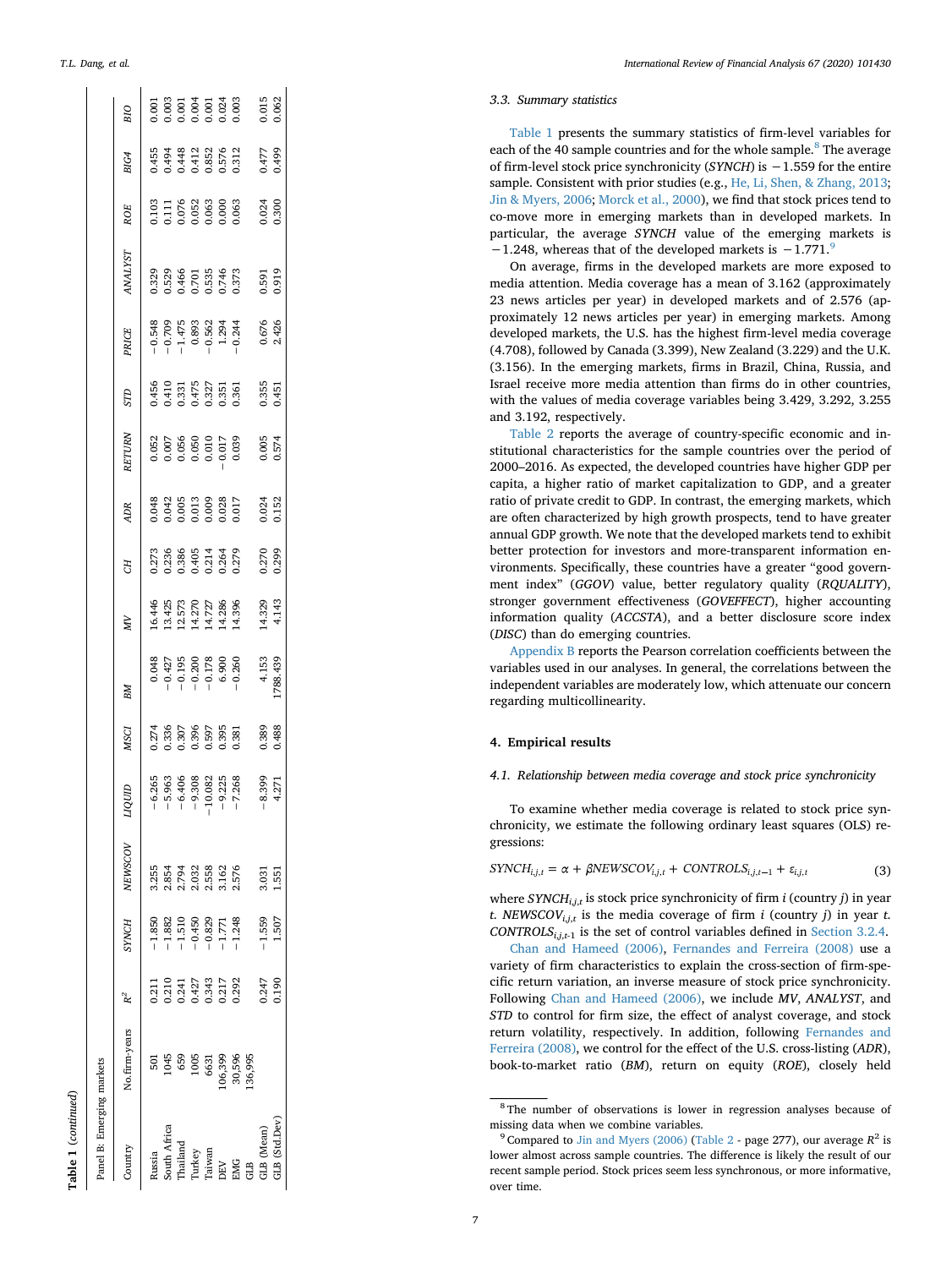**Table 1** (*continued*)

Panel B: Emerging markets

| Country | No.firm-years | $R^2$ | SYNCH | NEWSCOV | LIQUID | MSCI | BM | MV | CH | ADR | RETURN | STD | PRICE | ANALYST | ROE | BIG4 | BIO |
|---|---|---|---|---|---|---|---|---|---|---|---|---|---|---|---|---|---|
| Russia | 501 | 0.211 | −1.850 | 3.255 | −6.265 | 0.274 | 0.048 | 16.446 | 0.273 | 0.048 | 0.052 | 0.456 | −0.548 | 0.329 | 0.103 | 0.455 | 0.001 |
| South Africa | 1045 | 0.210 | −1.882 | 2.854 | −5.963 | 0.336 | −0.427 | 13.425 | 0.236 | 0.042 | 0.007 | 0.410 | −0.709 | 0.529 | 0.111 | 0.494 | 0.003 |
| Thailand | 659 | 0.241 | −1.510 | 2.794 | −6.406 | 0.307 | −0.195 | 12.573 | 0.386 | 0.005 | 0.056 | 0.331 | −1.475 | 0.466 | 0.076 | 0.448 | 0.001 |
| Turkey | 1005 | 0.427 | −0.450 | 2.032 | −9.308 | 0.396 | −0.200 | 14.270 | 0.405 | 0.013 | 0.050 | 0.475 | 0.893 | 0.701 | 0.052 | 0.412 | 0.004 |
| Taiwan | 6631 | 0.343 | −0.829 | 2.558 | −10.082 | 0.597 | −0.178 | 14.727 | 0.214 | 0.009 | 0.010 | 0.327 | −0.562 | 0.535 | 0.063 | 0.852 | 0.001 |
| DEV | 106,399 | 0.217 | −1.771 | 3.162 | −9.225 | 0.395 | 6.900 | 14.286 | 0.264 | 0.028 | −0.017 | 0.351 | 1.294 | 0.746 | 0.000 | 0.576 | 0.024 |
| EMG | 30,596 | 0.292 | −1.248 | 2.576 | −7.268 | 0.381 | −0.260 | 14.396 | 0.279 | 0.017 | 0.039 | 0.361 | −0.244 | 0.373 | 0.063 | 0.312 | 0.003 |
| GLB | 136,995 | | | | | | | | | | | | | | | | |
| GLB (Mean) | | 0.247 | −1.559 | 3.031 | −8.399 | 0.389 | 4.153 | 14.329 | 0.270 | 0.024 | 0.005 | 0.355 | 0.676 | 0.591 | 0.024 | 0.477 | 0.015 |
| GLB (Std.Dev) | | 0.190 | 1.507 | 1.551 | 4.271 | 0.488 | 1788.439 | 4.143 | 0.299 | 0.152 | 0.574 | 0.451 | 2.426 | 0.919 | 0.300 | 0.499 | 0.062 |

### 3.3. Summary statistics

Table 1 presents the summary statistics of firm-level variables for each of the 40 sample countries and for the whole sample.[8] The average of firm-level stock price synchronicity (*SYNCH*) is −1.559 for the entire sample. Consistent with prior studies (e.g., He, Li, Shen, & Zhang, 2013; Jin & Myers, 2006; Morck et al., 2000), we find that stock prices tend to co-move more in emerging markets than in developed markets. In particular, the average *SYNCH* value of the emerging markets is −1.248, whereas that of the developed markets is −1.771.[9]

On average, firms in the developed markets are more exposed to media attention. Media coverage has a mean of 3.162 (approximately 23 news articles per year) in developed markets and of 2.576 (approximately 12 news articles per year) in emerging markets. Among developed markets, the U.S. has the highest firm-level media coverage (4.708), followed by Canada (3.399), New Zealand (3.229) and the U.K. (3.156). In the emerging markets, firms in Brazil, China, Russia, and Israel receive more media attention than firms do in other countries, with the values of media coverage variables being 3.429, 3.292, 3.255 and 3.192, respectively.

Table 2 reports the average of country-specific economic and institutional characteristics for the sample countries over the period of 2000–2016. As expected, the developed countries have higher GDP per capita, a higher ratio of market capitalization to GDP, and a greater ratio of private credit to GDP. In contrast, the emerging markets, which are often characterized by high growth prospects, tend to have greater annual GDP growth. We note that the developed markets tend to exhibit better protection for investors and more-transparent information environments. Specifically, these countries have a greater "good government index" (*GGOV*) value, better regulatory quality (*RQUALITY*), stronger government effectiveness (*GOVEFFECT*), higher accounting information quality (*ACCSTA*), and a better disclosure score index (*DISC*) than do emerging countries.

Appendix B reports the Pearson correlation coefficients between the variables used in our analyses. In general, the correlations between the independent variables are moderately low, which attenuate our concern regarding multicollinearity.

## 4. Empirical results

### 4.1. Relationship between media coverage and stock price synchronicity

To examine whether media coverage is related to stock price synchronicity, we estimate the following ordinary least squares (OLS) regressions:

$$SYNCH_{i,j,t} = \alpha + \beta NEWSCOV_{i,j,t} + CONTROLS_{i,j,t-1} + \varepsilon_{i,j,t} \tag{3}$$

where $SYNCH_{i,j,t}$ is stock price synchronicity of firm *i* (country *j*) in year *t*. $NEWSCOV_{i,j,t}$ is the media coverage of firm *i* (country *j*) in year *t*. $CONTROLS_{i,j,t-1}$ is the set of control variables defined in Section 3.2.4.

Chan and Hameed (2006), Fernandes and Ferreira (2008) use a variety of firm characteristics to explain the cross-section of firm-specific return variation, an inverse measure of stock price synchronicity. Following Chan and Hameed (2006), we include *MV*, *ANALYST*, and *STD* to control for firm size, the effect of analyst coverage, and stock return volatility, respectively. In addition, following Fernandes and Ferreira (2008), we control for the effect of the U.S. cross-listing (*ADR*), book-to-market ratio (*BM*), return on equity (*ROE*), closely held

---

[8] The number of observations is lower in regression analyses because of missing data when we combine variables.

[9] Compared to Jin and Myers (2006) (Table 2 - page 277), our average $R^2$ is lower almost across sample countries. The difference is likely the result of our recent sample period. Stock prices seem less synchronous, or more informative, over time.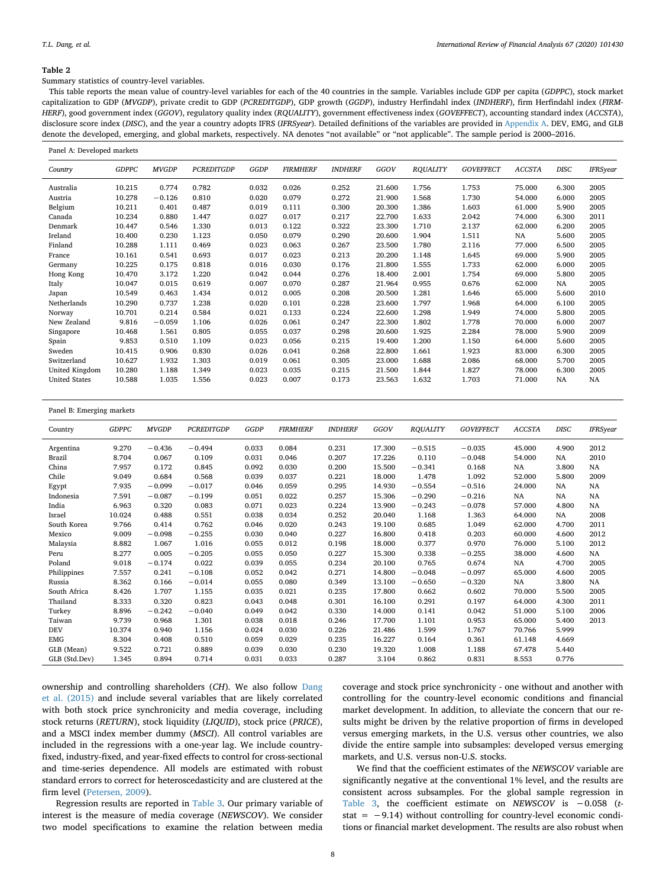**Table 2**

Summary statistics of country-level variables.

This table reports the mean value of country-level variables for each of the 40 countries in the sample. Variables include GDP per capita (*GDPPC*), stock market capitalization to GDP (*MVGDP*), private credit to GDP (*PCREDITGDP*), GDP growth (*GGDP*), industry Herfindahl index (*INDHERF*), firm Herfindahl index (*FIRMHERF*), good government index (*GGOV*), regulatory quality index (*RQUALITY*), government effectiveness index (*GOVEFFECT*), accounting standard index (*ACCSTA*), disclosure score index (*DISC*), and the year a country adopts IFRS (*IFRSyear*). Detailed definitions of the variables are provided in Appendix A. DEV, EMG, and GLB denote the developed, emerging, and global markets, respectively. NA denotes "not available" or "not applicable". The sample period is 2000–2016.

Panel A: Developed markets

| *Country* | *GDPPC* | *MVGDP* | *PCREDITGDP* | *GGDP* | *FIRMHERF* | *INDHERF* | *GGOV* | *RQUALITY* | *GOVEFFECT* | *ACCSTA* | *DISC* | *IFRSyear* |
|---|---|---|---|---|---|---|---|---|---|---|---|---|
| Australia | 10.215 | 0.774 | 0.782 | 0.032 | 0.026 | 0.252 | 21.600 | 1.756 | 1.753 | 75.000 | 6.300 | 2005 |
| Austria | 10.278 | −0.126 | 0.810 | 0.020 | 0.079 | 0.272 | 21.900 | 1.568 | 1.730 | 54.000 | 6.000 | 2005 |
| Belgium | 10.211 | 0.401 | 0.487 | 0.019 | 0.111 | 0.300 | 20.300 | 1.386 | 1.603 | 61.000 | 5.900 | 2005 |
| Canada | 10.234 | 0.880 | 1.447 | 0.027 | 0.017 | 0.217 | 22.700 | 1.633 | 2.042 | 74.000 | 6.300 | 2011 |
| Denmark | 10.447 | 0.546 | 1.330 | 0.013 | 0.122 | 0.322 | 23.300 | 1.710 | 2.137 | 62.000 | 6.200 | 2005 |
| Ireland | 10.400 | 0.230 | 1.123 | 0.050 | 0.079 | 0.290 | 20.600 | 1.904 | 1.511 | NA | 5.600 | 2005 |
| Finland | 10.288 | 1.111 | 0.469 | 0.023 | 0.063 | 0.267 | 23.500 | 1.780 | 2.116 | 77.000 | 6.500 | 2005 |
| France | 10.161 | 0.541 | 0.693 | 0.017 | 0.023 | 0.213 | 20.200 | 1.148 | 1.645 | 69.000 | 5.900 | 2005 |
| Germany | 10.225 | 0.175 | 0.818 | 0.016 | 0.030 | 0.176 | 21.800 | 1.555 | 1.733 | 62.000 | 6.000 | 2005 |
| Hong Kong | 10.470 | 3.172 | 1.220 | 0.042 | 0.044 | 0.276 | 18.400 | 2.001 | 1.754 | 69.000 | 5.800 | 2005 |
| Italy | 10.047 | 0.015 | 0.619 | 0.007 | 0.070 | 0.287 | 21.964 | 0.955 | 0.676 | 62.000 | NA | 2005 |
| Japan | 10.549 | 0.463 | 1.434 | 0.012 | 0.005 | 0.208 | 20.500 | 1.281 | 1.646 | 65.000 | 5.600 | 2010 |
| Netherlands | 10.290 | 0.737 | 1.238 | 0.020 | 0.101 | 0.228 | 23.600 | 1.797 | 1.968 | 64.000 | 6.100 | 2005 |
| Norway | 10.701 | 0.214 | 0.584 | 0.021 | 0.133 | 0.224 | 22.600 | 1.298 | 1.949 | 74.000 | 5.800 | 2005 |
| New Zealand | 9.816 | −0.059 | 1.106 | 0.026 | 0.061 | 0.247 | 22.300 | 1.802 | 1.778 | 70.000 | 6.000 | 2007 |
| Singapore | 10.468 | 1.561 | 0.805 | 0.055 | 0.037 | 0.298 | 20.600 | 1.925 | 2.284 | 78.000 | 5.900 | 2009 |
| Spain | 9.853 | 0.510 | 1.109 | 0.023 | 0.056 | 0.215 | 19.400 | 1.200 | 1.150 | 64.000 | 5.600 | 2005 |
| Sweden | 10.415 | 0.906 | 0.830 | 0.026 | 0.041 | 0.268 | 22.800 | 1.661 | 1.923 | 83.000 | 6.300 | 2005 |
| Switzerland | 10.627 | 1.932 | 1.303 | 0.019 | 0.061 | 0.305 | 23.000 | 1.688 | 2.086 | 68.000 | 5.700 | 2005 |
| United Kingdom | 10.280 | 1.188 | 1.349 | 0.023 | 0.035 | 0.215 | 21.500 | 1.844 | 1.827 | 78.000 | 6.300 | 2005 |
| United States | 10.588 | 1.035 | 1.556 | 0.023 | 0.007 | 0.173 | 23.563 | 1.632 | 1.703 | 71.000 | NA | NA |

Panel B: Emerging markets

| Country | *GDPPC* | *MVGDP* | *PCREDITGDP* | *GGDP* | *FIRMHERF* | *INDHERF* | *GGOV* | *RQUALITY* | *GOVEFFECT* | *ACCSTA* | *DISC* | *IFRSyear* |
|---|---|---|---|---|---|---|---|---|---|---|---|---|
| Argentina | 9.270 | −0.436 | −0.494 | 0.033 | 0.084 | 0.231 | 17.300 | −0.515 | −0.035 | 45.000 | 4.900 | 2012 |
| Brazil | 8.704 | 0.067 | 0.109 | 0.031 | 0.046 | 0.207 | 17.226 | 0.110 | −0.048 | 54.000 | NA | 2010 |
| China | 7.957 | 0.172 | 0.845 | 0.092 | 0.030 | 0.200 | 15.500 | −0.341 | 0.168 | NA | 3.800 | NA |
| Chile | 9.049 | 0.684 | 0.568 | 0.039 | 0.037 | 0.221 | 18.000 | 1.478 | 1.092 | 52.000 | 5.800 | 2009 |
| Egypt | 7.935 | −0.099 | −0.017 | 0.046 | 0.059 | 0.295 | 14.930 | −0.554 | −0.516 | 24.000 | NA | NA |
| Indonesia | 7.591 | −0.087 | −0.199 | 0.051 | 0.022 | 0.257 | 15.306 | −0.290 | −0.216 | NA | NA | NA |
| India | 6.963 | 0.320 | 0.083 | 0.071 | 0.023 | 0.224 | 13.900 | −0.243 | −0.078 | 57.000 | 4.800 | NA |
| Israel | 10.024 | 0.488 | 0.551 | 0.038 | 0.034 | 0.252 | 20.040 | 1.168 | 1.363 | 64.000 | NA | 2008 |
| South Korea | 9.766 | 0.414 | 0.762 | 0.046 | 0.020 | 0.243 | 19.100 | 0.685 | 1.049 | 62.000 | 4.700 | 2011 |
| Mexico | 9.009 | −0.098 | −0.255 | 0.030 | 0.040 | 0.227 | 16.800 | 0.418 | 0.203 | 60.000 | 4.600 | 2012 |
| Malaysia | 8.882 | 1.067 | 1.016 | 0.055 | 0.012 | 0.198 | 18.000 | 0.377 | 0.970 | 76.000 | 5.100 | 2012 |
| Peru | 8.277 | 0.005 | −0.205 | 0.055 | 0.050 | 0.227 | 15.300 | 0.338 | −0.255 | 38.000 | 4.600 | NA |
| Poland | 9.018 | −0.174 | 0.022 | 0.039 | 0.055 | 0.234 | 20.100 | 0.765 | 0.674 | NA | 4.700 | 2005 |
| Philippines | 7.557 | 0.241 | −0.108 | 0.052 | 0.042 | 0.271 | 14.800 | −0.048 | −0.097 | 65.000 | 4.600 | 2005 |
| Russia | 8.362 | 0.166 | −0.014 | 0.055 | 0.080 | 0.349 | 13.100 | −0.650 | −0.320 | NA | 3.800 | NA |
| South Africa | 8.426 | 1.707 | 1.155 | 0.035 | 0.021 | 0.235 | 17.800 | 0.662 | 0.602 | 70.000 | 5.500 | 2005 |
| Thailand | 8.333 | 0.320 | 0.823 | 0.043 | 0.048 | 0.301 | 16.100 | 0.291 | 0.197 | 64.000 | 4.300 | 2011 |
| Turkey | 8.896 | −0.242 | −0.040 | 0.049 | 0.042 | 0.330 | 14.000 | 0.141 | 0.042 | 51.000 | 5.100 | 2006 |
| Taiwan | 9.739 | 0.968 | 1.301 | 0.038 | 0.018 | 0.246 | 17.700 | 1.101 | 0.953 | 65.000 | 5.400 | 2013 |
| DEV | 10.374 | 0.940 | 1.156 | 0.024 | 0.030 | 0.226 | 21.486 | 1.599 | 1.767 | 70.766 | 5.999 | |
| EMG | 8.304 | 0.408 | 0.510 | 0.059 | 0.029 | 0.235 | 16.227 | 0.164 | 0.361 | 61.148 | 4.669 | |
| GLB (Mean) | 9.522 | 0.721 | 0.889 | 0.039 | 0.030 | 0.230 | 19.320 | 1.008 | 1.188 | 67.478 | 5.440 | |
| GLB (Std.Dev) | 1.345 | 0.894 | 0.714 | 0.031 | 0.033 | 0.287 | 3.104 | 0.862 | 0.831 | 8.553 | 0.776 | |

ownership and controlling shareholders (*CH*). We also follow Dang et al. (2015) and include several variables that are likely correlated with both stock price synchronicity and media coverage, including stock returns (*RETURN*), stock liquidity (*LIQUID*), stock price (*PRICE*), and a MSCI index member dummy (*MSCI*). All control variables are included in the regressions with a one-year lag. We include country-fixed, industry-fixed, and year-fixed effects to control for cross-sectional and time-series dependence. All models are estimated with robust standard errors to correct for heteroscedasticity and are clustered at the firm level (Petersen, 2009).

Regression results are reported in Table 3. Our primary variable of interest is the measure of media coverage (*NEWSCOV*). We consider two model specifications to examine the relation between media coverage and stock price synchronicity - one without and another with controlling for the country-level economic conditions and financial market development. In addition, to alleviate the concern that our results might be driven by the relative proportion of firms in developed versus emerging markets, in the U.S. versus other countries, we also divide the entire sample into subsamples: developed versus emerging markets, and U.S. versus non-U.S. stocks.

We find that the coefficient estimates of the *NEWSCOV* variable are significantly negative at the conventional 1% level, and the results are consistent across subsamples. For the global sample regression in Table 3, the coefficient estimate on *NEWSCOV* is −0.058 (*t*-stat = −9.14) without controlling for country-level economic conditions or financial market development. The results are also robust when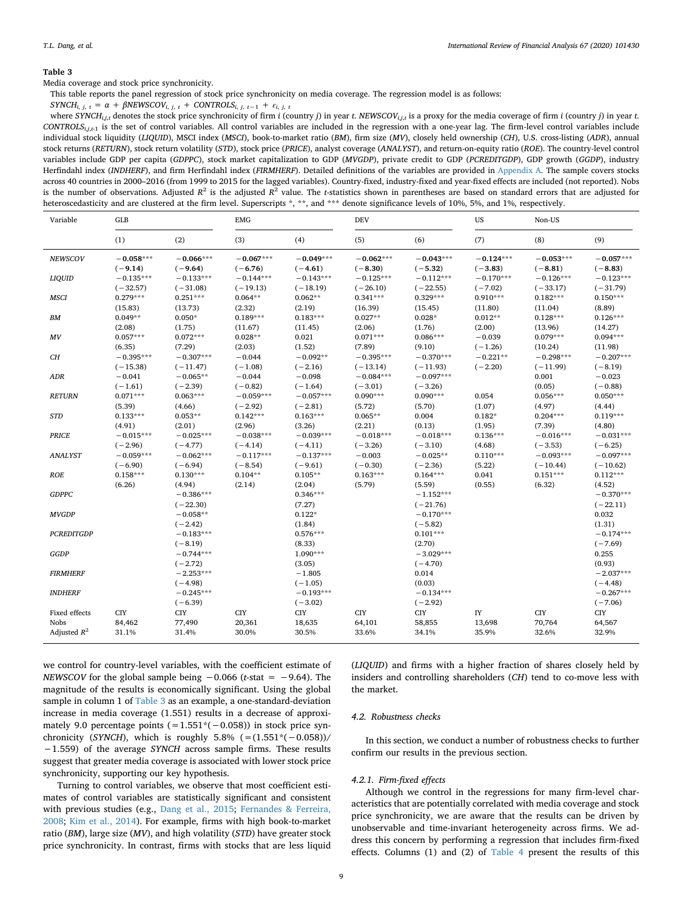**Table 3**

Media coverage and stock price synchronicity.

This table reports the panel regression of stock price synchronicity on media coverage. The regression model is as follows:

$SYNCH_{i,\,j,\,t} = \alpha + \beta NEWSCOV_{i,\,j,\,t} + CONTROLS_{i,\,j,\,t-1} + \varepsilon_{i,\,j,\,t}$

where $SYNCH_{i,j,t}$ denotes the stock price synchronicity of firm *i* (country *j*) in year *t*. $NEWSCOV_{i,j,t}$ is a proxy for the media coverage of firm *i* (country *j*) in year *t*. $CONTROLS_{i,j,t\text{-}1}$ is the set of control variables. All control variables are included in the regression with a one-year lag. The firm-level control variables include individual stock liquidity (*LIQUID*), MSCI index (*MSCI*), book-to-market ratio (*BM*), firm size (*MV*), closely held ownership (*CH*), U.S. cross-listing (*ADR*), annual stock returns (*RETURN*), stock return volatility (*STD*), stock price (*PRICE*), analyst coverage (*ANALYST*), and return-on-equity ratio (*ROE*). The country-level control variables include GDP per capita (*GDPPC*), stock market capitalization to GDP (*MVGDP*), private credit to GDP (*PCREDITGDP*), GDP growth (*GGDP*), industry Herfindahl index (*INDHERF*), and firm Herfindahl index (*FIRMHERF*). Detailed definitions of the variables are provided in Appendix A. The sample covers stocks across 40 countries in 2000–2016 (from 1999 to 2015 for the lagged variables). Country-fixed, industry-fixed and year-fixed effects are included (not reported). Nobs is the number of observations. Adjusted $R^2$ is the adjusted $R^2$ value. The *t*-statistics shown in parentheses are based on standard errors that are adjusted for heteroscedasticity and are clustered at the firm level. Superscripts *, **, and *** denote significance levels of 10%, 5%, and 1%, respectively.

| Variable | GLB | | EMG | | DEV | | US | Non-US | |
|---|---|---|---|---|---|---|---|---|---|
| | (1) | (2) | (3) | (4) | (5) | (6) | (7) | (8) | (9) |
| *NEWSCOV* | **−0.058*\*\*** | **−0.066*\*\*** | **−0.067*\*\*** | **−0.049*\*\*** | **−0.062*\*\*** | **−0.043*\*\*** | **−0.124*\*\*** | **−0.053*\*\*** | **−0.057*\*\*** |
| | **(−9.14)** | **(−9.64)** | **(−6.76)** | **(−4.61)** | **(−8.30)** | **(−5.32)** | **(−3.83)** | **(−8.81)** | **(−8.83)** |
| *LIQUID* | −0.135*** | −0.133*** | −0.144*** | −0.143*** | −0.125*** | −0.112*** | −0.170*** | −0.126*** | −0.123*** |
| | (−32.57) | (−31.08) | (−19.13) | (−18.19) | (−26.10) | (−22.55) | (−7.02) | (−33.17) | (−31.79) |
| *MSCI* | 0.279*** | 0.251*** | 0.064** | 0.062** | 0.341*** | 0.329*** | 0.910*** | 0.182*** | 0.150*** |
| | (15.83) | (13.73) | (2.32) | (2.19) | (16.39) | (15.45) | (11.80) | (11.04) | (8.89) |
| *BM* | 0.049** | 0.050* | 0.189*** | 0.183*** | 0.027** | 0.028* | 0.012** | 0.128*** | 0.126*** |
| | (2.08) | (1.75) | (11.67) | (11.45) | (2.06) | (1.76) | (2.00) | (13.96) | (14.27) |
| *MV* | 0.057*** | 0.072*** | 0.028** | 0.021 | 0.071*** | 0.086*** | −0.039 | 0.079*** | 0.094*** |
| | (6.35) | (7.29) | (2.03) | (1.52) | (7.89) | (9.10) | (−1.26) | (10.24) | (11.98) |
| *CH* | −0.395*** | −0.307*** | −0.044 | −0.092** | −0.395*** | −0.370*** | −0.221** | −0.298*** | −0.207*** |
| | (−15.38) | (−11.47) | (−1.08) | (−2.16) | (−13.14) | (−11.93) | (−2.20) | (−11.99) | (−8.19) |
| *ADR* | −0.041 | −0.065** | −0.044 | −0.098 | −0.084*** | −0.097*** | | 0.001 | −0.023 |
| | (−1.61) | (−2.39) | (−0.82) | (−1.64) | (−3.01) | (−3.26) | | (0.05) | (−0.88) |
| *RETURN* | 0.071*** | 0.063*** | −0.059*** | −0.057*** | 0.090*** | 0.090*** | 0.054 | 0.056*** | 0.050*** |
| | (5.39) | (4.66) | (−2.92) | (−2.81) | (5.72) | (5.70) | (1.07) | (4.97) | (4.44) |
| *STD* | 0.133*** | 0.053** | 0.142*** | 0.163*** | 0.065** | 0.004 | 0.182* | 0.204*** | 0.119*** |
| | (4.91) | (2.01) | (2.96) | (3.26) | (2.21) | (0.13) | (1.95) | (7.39) | (4.80) |
| *PRICE* | −0.015*** | −0.025*** | −0.038*** | −0.039*** | −0.018*** | −0.018*** | 0.136*** | −0.016*** | −0.031*** |
| | (−2.96) | (−4.77) | (−4.14) | (−4.11) | (−3.26) | (−3.10) | (4.68) | (−3.53) | (−6.25) |
| *ANALYST* | −0.059*** | −0.062*** | −0.117*** | −0.137*** | −0.003 | −0.025** | 0.110*** | −0.093*** | −0.097*** |
| | (−6.90) | (−6.94) | (−8.54) | (−9.61) | (−0.30) | (−2.36) | (5.22) | (−10.44) | (−10.62) |
| *ROE* | 0.158*** | 0.130*** | 0.104** | 0.105** | 0.163*** | 0.164*** | 0.041 | 0.151*** | 0.112*** |
| | (6.26) | (4.94) | (2.14) | (2.04) | (5.79) | (5.59) | (0.55) | (6.32) | (4.52) |
| *GDPPC* | | −0.386*** | | 0.346*** | | −1.152*** | | | −0.370*** |
| | | (−22.30) | | (7.27) | | (−21.76) | | | (−22.11) |
| *MVGDP* | | −0.058** | | 0.122* | | −0.170*** | | | 0.032 |
| | | (−2.42) | | (1.84) | | (−5.82) | | | (1.31) |
| *PCREDITGDP* | | −0.183*** | | 0.576*** | | 0.101*** | | | −0.174*** |
| | | (−8.19) | | (8.33) | | (2.70) | | | (−7.69) |
| *GGDP* | | −0.744*** | | 1.090*** | | −3.029*** | | | 0.255 |
| | | (−2.72) | | (3.05) | | (−4.70) | | | (0.93) |
| *FIRMHERF* | | −2.253*** | | −1.805 | | 0.014 | | | −2.037*** |
| | | (−4.98) | | (−1.05) | | (0.03) | | | (−4.48) |
| *INDHERF* | | −0.245*** | | −0.193*** | | −0.134*** | | | −0.267*** |
| | | (−6.39) | | (−3.02) | | (−2.92) | | | (−7.06) |
| Fixed effects | CIY | CIY | CIY | CIY | CIY | CIY | IY | CIY | CIY |
| Nobs | 84,462 | 77,490 | 20,361 | 18,635 | 64,101 | 58,855 | 13,698 | 70,764 | 64,567 |
| Adjusted $R^2$ | 31.1% | 31.4% | 30.0% | 30.5% | 33.6% | 34.1% | 35.9% | 32.6% | 32.9% |

we control for country-level variables, with the coefficient estimate of *NEWSCOV* for the global sample being −0.066 (*t*-stat = −9.64). The magnitude of the results is economically significant. Using the global sample in column 1 of Table 3 as an example, a one-standard-deviation increase in media coverage (1.551) results in a decrease of approximately 9.0 percentage points (=1.551*(−0.058)) in stock price synchronicity (*SYNCH*), which is roughly 5.8% (=(1.551*(−0.058))/−1.559) of the average *SYNCH* across sample firms. These results suggest that greater media coverage is associated with lower stock price synchronicity, supporting our key hypothesis.

Turning to control variables, we observe that most coefficient estimates of control variables are statistically significant and consistent with previous studies (e.g., Dang et al., 2015; Fernandes & Ferreira, 2008; Kim et al., 2014). For example, firms with high book-to-market ratio (*BM*), large size (*MV*), and high volatility (*STD*) have greater stock price synchronicity. In contrast, firms with stocks that are less liquid (*LIQUID*) and firms with a higher fraction of shares closely held by insiders and controlling shareholders (*CH*) tend to co-move less with the market.

### 4.2. Robustness checks

In this section, we conduct a number of robustness checks to further confirm our results in the previous section.

#### 4.2.1. Firm-fixed effects

Although we control in the regressions for many firm-level characteristics that are potentially correlated with media coverage and stock price synchronicity, we are aware that the results can be driven by unobservable and time-invariant heterogeneity across firms. We address this concern by performing a regression that includes firm-fixed effects. Columns (1) and (2) of Table 4 present the results of this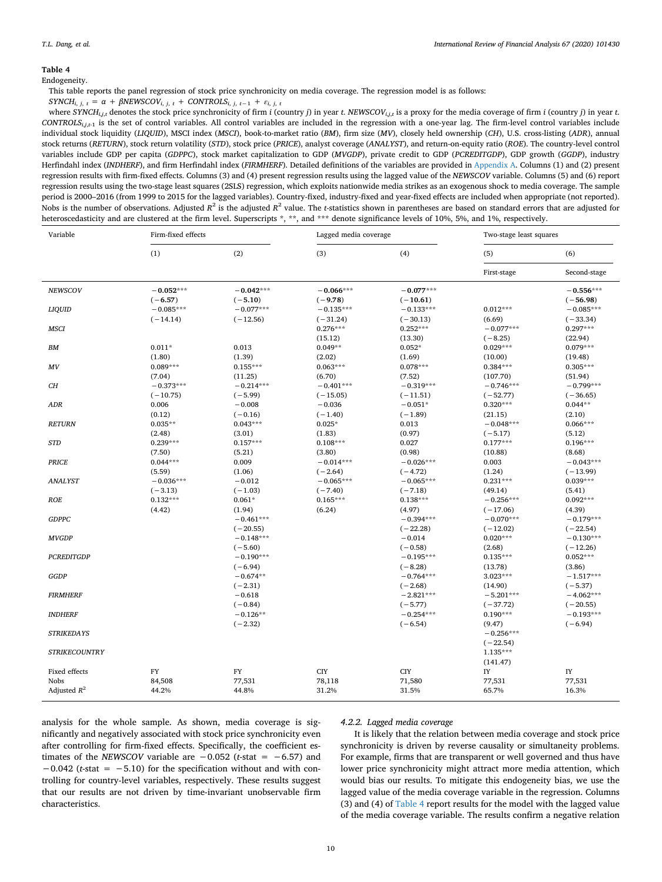**Table 4**

Endogeneity.

This table reports the panel regression of stock price synchronicity on media coverage. The regression model is as follows:

$SYNCH_{i,\ j,\ t} = \alpha + \beta NEWSCOV_{i,\ j,\ t} + CONTROLS_{i,\ j,\ t-1} + \varepsilon_{i,\ j,\ t}$

where $SYNCH_{i,j,t}$ denotes the stock price synchronicity of firm *i* (country *j*) in year *t*. $NEWSCOV_{i,j,t}$ is a proxy for the media coverage of firm *i* (country *j*) in year *t*. $CONTROLS_{i,j,t-1}$ is the set of control variables. All control variables are included in the regression with a one-year lag. The firm-level control variables include individual stock liquidity (*LIQUID*), MSCI index (*MSCI*), book-to-market ratio (*BM*), firm size (*MV*), closely held ownership (*CH*), U.S. cross-listing (*ADR*), annual stock returns (*RETURN*), stock return volatility (*STD*), stock price (*PRICE*), analyst coverage (*ANALYST*), and return-on-equity ratio (*ROE*). The country-level control variables include GDP per capita (*GDPPC*), stock market capitalization to GDP (*MVGDP*), private credit to GDP (*PCREDITGDP*), GDP growth (*GGDP*), industry Herfindahl index (*INDHERF*), and firm Herfindahl index (*FIRMHERF*). Detailed definitions of the variables are provided in Appendix A. Columns (1) and (2) present regression results with firm-fixed effects. Columns (3) and (4) present regression results using the lagged value of the *NEWSCOV* variable. Columns (5) and (6) report regression results using the two-stage least squares (2SLS) regression, which exploits nationwide media strikes as an exogenous shock to media coverage. The sample period is 2000–2016 (from 1999 to 2015 for the lagged variables). Country-fixed, industry-fixed and year-fixed effects are included when appropriate (not reported). Nobs is the number of observations. Adjusted $R^2$ is the adjusted $R^2$ value. The *t*-statistics shown in parentheses are based on standard errors that are adjusted for heteroscedasticity and are clustered at the firm level. Superscripts *, **, and *** denote significance levels of 10%, 5%, and 1%, respectively.

| Variable | Firm-fixed effects | | Lagged media coverage | | Two-stage least squares | |
|---|---|---|---|---|---|---|
| | (1) | (2) | (3) | (4) | (5) | (6) |
| | | | | | First-stage | Second-stage |
| *NEWSCOV* | **−0.052***\*** | **−0.042***\*** | **−0.066***\*** | **−0.077***\*** | | **−0.556***\*** |
| | **(−6.57)** | **(−5.10)** | **(−9.78)** | **(−10.61)** | | **(−56.98)** |
| *LIQUID* | −0.085*** | −0.077*** | −0.135*** | −0.133*** | 0.012*** | −0.085*** |
| | (−14.14) | (−12.56) | (−31.24) | (−30.13) | (6.69) | (−33.34) |
| *MSCI* | | | 0.276*** | 0.252*** | −0.077*** | 0.297*** |
| | | | (15.12) | (13.30) | (−8.25) | (22.94) |
| *BM* | 0.011* | 0.013 | 0.049** | 0.052* | 0.029*** | 0.079*** |
| | (1.80) | (1.39) | (2.02) | (1.69) | (10.00) | (19.48) |
| *MV* | 0.089*** | 0.155*** | 0.063*** | 0.078*** | 0.384*** | 0.305*** |
| | (7.04) | (11.25) | (6.70) | (7.52) | (107.70) | (51.94) |
| *CH* | −0.373*** | −0.214*** | −0.401*** | −0.319*** | −0.746*** | −0.799*** |
| | (−10.75) | (−5.99) | (−15.05) | (−11.51) | (−52.77) | (−36.65) |
| *ADR* | 0.006 | −0.008 | −0.036 | −0.051* | 0.320*** | 0.044** |
| | (0.12) | (−0.16) | (−1.40) | (−1.89) | (21.15) | (2.10) |
| *RETURN* | 0.035** | 0.043*** | 0.025* | 0.013 | −0.048*** | 0.066*** |
| | (2.48) | (3.01) | (1.83) | (0.97) | (−5.17) | (5.12) |
| *STD* | 0.239*** | 0.157*** | 0.108*** | 0.027 | 0.177*** | 0.196*** |
| | (7.50) | (5.21) | (3.80) | (0.98) | (10.88) | (8.68) |
| *PRICE* | 0.044*** | 0.009 | −0.014*** | −0.026*** | 0.003 | −0.043*** |
| | (5.59) | (1.06) | (−2.64) | (−4.72) | (1.24) | (−13.99) |
| *ANALYST* | −0.036*** | −0.012 | −0.065*** | −0.065*** | 0.231*** | 0.039*** |
| | (−3.13) | (−1.03) | (−7.40) | (−7.18) | (49.14) | (5.41) |
| *ROE* | 0.132*** | 0.061* | 0.165*** | 0.138*** | −0.256*** | 0.092*** |
| | (4.42) | (1.94) | (6.24) | (4.97) | (−17.06) | (4.39) |
| *GDPPC* | | −0.461*** | | −0.394*** | −0.070*** | −0.179*** |
| | | (−20.55) | | (−22.28) | (−12.02) | (−22.54) |
| *MVGDP* | | −0.148*** | | −0.014 | 0.020*** | −0.130*** |
| | | (−5.60) | | (−0.58) | (2.68) | (−12.26) |
| *PCREDITGDP* | | −0.190*** | | −0.195*** | 0.135*** | 0.052*** |
| | | (−6.94) | | (−8.28) | (13.78) | (3.86) |
| *GGDP* | | −0.674** | | −0.764*** | 3.023*** | −1.517*** |
| | | (−2.31) | | (−2.68) | (14.90) | (−5.37) |
| *FIRMHERF* | | −0.618 | | −2.821*** | −5.201*** | −4.062*** |
| | | (−0.84) | | (−5.77) | (−37.72) | (−20.55) |
| *INDHERF* | | −0.126** | | −0.254*** | 0.190*** | −0.193*** |
| | | (−2.32) | | (−6.54) | (9.47) | (−6.94) |
| *STRIKEDAYS* | | | | | −0.256*** | |
| | | | | | (−22.54) | |
| *STRIKECOUNTRY* | | | | | 1.135*** | |
| | | | | | (141.47) | |
| Fixed effects | FY | FY | CIY | CIY | IY | IY |
| Nobs | 84,508 | 77,531 | 78,118 | 71,580 | 77,531 | 77,531 |
| Adjusted $R^2$ | 44.2% | 44.8% | 31.2% | 31.5% | 65.7% | 16.3% |

analysis for the whole sample. As shown, media coverage is significantly and negatively associated with stock price synchronicity even after controlling for firm-fixed effects. Specifically, the coefficient estimates of the *NEWSCOV* variable are −0.052 (*t*-stat = −6.57) and −0.042 (*t*-stat = −5.10) for the specification without and with controlling for country-level variables, respectively. These results suggest that our results are not driven by time-invariant unobservable firm characteristics.

#### 4.2.2. Lagged media coverage

It is likely that the relation between media coverage and stock price synchronicity is driven by reverse causality or simultaneity problems. For example, firms that are transparent or well governed and thus have lower price synchronicity might attract more media attention, which would bias our results. To mitigate this endogeneity bias, we use the lagged value of the media coverage variable in the regression. Columns (3) and (4) of Table 4 report results for the model with the lagged value of the media coverage variable. The results confirm a negative relation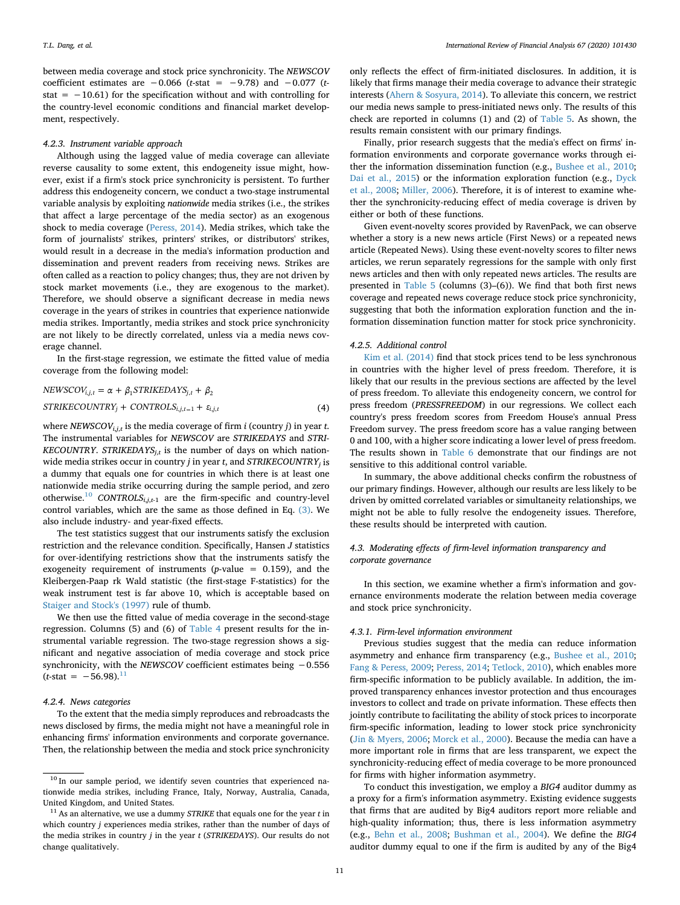between media coverage and stock price synchronicity. The *NEWSCOV* coefficient estimates are −0.066 (*t*-stat = −9.78) and −0.077 (*t*-stat = −10.61) for the specification without and with controlling for the country-level economic conditions and financial market development, respectively.

#### 4.2.3. Instrument variable approach

Although using the lagged value of media coverage can alleviate reverse causality to some extent, this endogeneity issue might, however, exist if a firm's stock price synchronicity is persistent. To further address this endogeneity concern, we conduct a two-stage instrumental variable analysis by exploiting *nationwide* media strikes (i.e., the strikes that affect a large percentage of the media sector) as an exogenous shock to media coverage (Peress, 2014). Media strikes, which take the form of journalists' strikes, printers' strikes, or distributors' strikes, would result in a decrease in the media's information production and dissemination and prevent readers from receiving news. Strikes are often called as a reaction to policy changes; thus, they are not driven by stock market movements (i.e., they are exogenous to the market). Therefore, we should observe a significant decrease in media news coverage in the years of strikes in countries that experience nationwide media strikes. Importantly, media strikes and stock price synchronicity are not likely to be directly correlated, unless via a media news coverage channel.

In the first-stage regression, we estimate the fitted value of media coverage from the following model:

$$NEWSCOV_{i,j,t} = \alpha + \beta_1 STRIKEDAYS_{j,t} + \beta_2 STRIKECOUNTRY_j + CONTROLS_{i,j,t-1} + \varepsilon_{i,j,t} \quad (4)$$

where $NEWSCOV_{i,j,t}$ is the media coverage of firm *i* (country *j*) in year *t*. The instrumental variables for *NEWSCOV* are *STRIKEDAYS* and *STRIKECOUNTRY*. $STRIKEDAYS_{j,t}$ is the number of days on which nationwide media strikes occur in country *j* in year *t*, and $STRIKECOUNTRY_j$ is a dummy that equals one for countries in which there is at least one nationwide media strike occurring during the sample period, and zero otherwise.[10] $CONTROLS_{i,j,t-1}$ are the firm-specific and country-level control variables, which are the same as those defined in Eq. (3). We also include industry- and year-fixed effects.

The test statistics suggest that our instruments satisfy the exclusion restriction and the relevance condition. Specifically, Hansen *J* statistics for over-identifying restrictions show that the instruments satisfy the exogeneity requirement of instruments (*p*-value = 0.159), and the Kleibergen-Paap rk Wald statistic (the first-stage F-statistics) for the weak instrument test is far above 10, which is acceptable based on Staiger and Stock's (1997) rule of thumb.

We then use the fitted value of media coverage in the second-stage regression. Columns (5) and (6) of Table 4 present results for the instrumental variable regression. The two-stage regression shows a significant and negative association of media coverage and stock price synchronicity, with the *NEWSCOV* coefficient estimates being −0.556 (*t*-stat = −56.98).[11]

#### 4.2.4. News categories

To the extent that the media simply reproduces and rebroadcasts the news disclosed by firms, the media might not have a meaningful role in enhancing firms' information environments and corporate governance. Then, the relationship between the media and stock price synchronicity only reflects the effect of firm-initiated disclosures. In addition, it is likely that firms manage their media coverage to advance their strategic interests (Ahern & Sosyura, 2014). To alleviate this concern, we restrict our media news sample to press-initiated news only. The results of this check are reported in columns (1) and (2) of Table 5. As shown, the results remain consistent with our primary findings.

Finally, prior research suggests that the media's effect on firms' information environments and corporate governance works through either the information dissemination function (e.g., Bushee et al., 2010; Dai et al., 2015) or the information exploration function (e.g., Dyck et al., 2008; Miller, 2006). Therefore, it is of interest to examine whether the synchronicity-reducing effect of media coverage is driven by either or both of these functions.

Given event-novelty scores provided by RavenPack, we can observe whether a story is a new news article (First News) or a repeated news article (Repeated News). Using these event-novelty scores to filter news articles, we rerun separately regressions for the sample with only first news articles and then with only repeated news articles. The results are presented in Table 5 (columns (3)–(6)). We find that both first news coverage and repeated news coverage reduce stock price synchronicity, suggesting that both the information exploration function and the information dissemination function matter for stock price synchronicity.

#### 4.2.5. Additional control

Kim et al. (2014) find that stock prices tend to be less synchronous in countries with the higher level of press freedom. Therefore, it is likely that our results in the previous sections are affected by the level of press freedom. To alleviate this endogeneity concern, we control for press freedom (*PRESSFREEDOM*) in our regressions. We collect each country's press freedom scores from Freedom House's annual Press Freedom survey. The press freedom score has a value ranging between 0 and 100, with a higher score indicating a lower level of press freedom. The results shown in Table 6 demonstrate that our findings are not sensitive to this additional control variable.

In summary, the above additional checks confirm the robustness of our primary findings. However, although our results are less likely to be driven by omitted correlated variables or simultaneity relationships, we might not be able to fully resolve the endogeneity issues. Therefore, these results should be interpreted with caution.

### 4.3. Moderating effects of firm-level information transparency and corporate governance

In this section, we examine whether a firm's information and governance environments moderate the relation between media coverage and stock price synchronicity.

#### 4.3.1. Firm-level information environment

Previous studies suggest that the media can reduce information asymmetry and enhance firm transparency (e.g., Bushee et al., 2010; Fang & Peress, 2009; Peress, 2014; Tetlock, 2010), which enables more firm-specific information to be publicly available. In addition, the improved transparency enhances investor protection and thus encourages investors to collect and trade on private information. These effects then jointly contribute to facilitating the ability of stock prices to incorporate firm-specific information, leading to lower stock price synchronicity (Jin & Myers, 2006; Morck et al., 2000). Because the media can have a more important role in firms that are less transparent, we expect the synchronicity-reducing effect of media coverage to be more pronounced for firms with higher information asymmetry.

To conduct this investigation, we employ a *BIG4* auditor dummy as a proxy for a firm's information asymmetry. Existing evidence suggests that firms that are audited by Big4 auditors report more reliable and high-quality information; thus, there is less information asymmetry (e.g., Behn et al., 2008; Bushman et al., 2004). We define the *BIG4* auditor dummy equal to one if the firm is audited by any of the Big4

[10] In our sample period, we identify seven countries that experienced nationwide media strikes, including France, Italy, Norway, Australia, Canada, United Kingdom, and United States.

[11] As an alternative, we use a dummy *STRIKE* that equals one for the year *t* in which country *j* experiences media strikes, rather than the number of days of the media strikes in country *j* in the year *t* (*STRIKEDAYS*). Our results do not change qualitatively.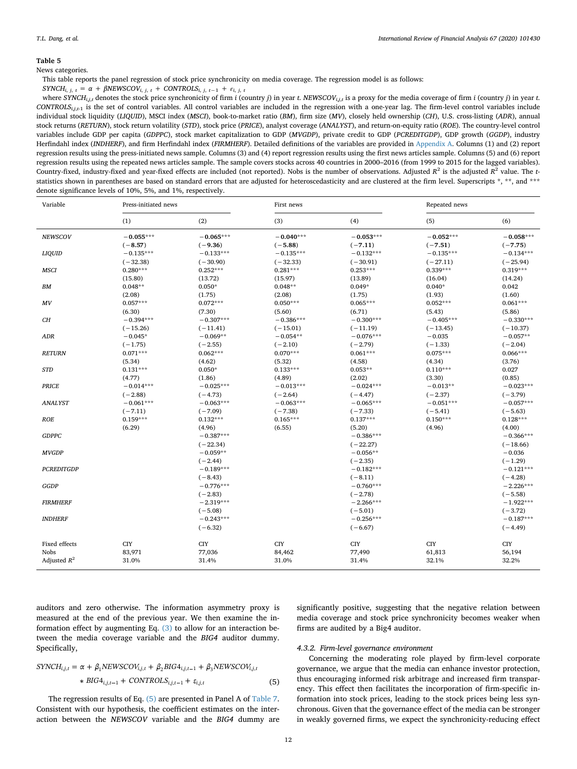**Table 5**

News categories.

This table reports the panel regression of stock price synchronicity on media coverage. The regression model is as follows:

$SYNCH_{i,\,j,\,t} = \alpha + \beta NEWSCOV_{i,\,j,\,t} + CONTROLS_{i,\,j,\,t-1} + \varepsilon_{i,\,j,\,t}$

where $SYNCH_{i,j,t}$ denotes the stock price synchronicity of firm *i* (country *j*) in year *t*. $NEWSCOV_{i,j,t}$ is a proxy for the media coverage of firm *i* (country *j*) in year *t*. $CONTROLS_{i,j,t-1}$ is the set of control variables. All control variables are included in the regression with a one-year lag. The firm-level control variables include individual stock liquidity (*LIQUID*), MSCI index (*MSCI*), book-to-market ratio (*BM*), firm size (*MV*), closely held ownership (*CH*), U.S. cross-listing (*ADR*), annual stock returns (*RETURN*), stock return volatility (*STD*), stock price (*PRICE*), analyst coverage (*ANALYST*), and return-on-equity ratio (*ROE*). The country-level control variables include GDP per capita (*GDPPC*), stock market capitalization to GDP (*MVGDP*), private credit to GDP (*PCREDITGDP*), GDP growth (*GGDP*), industry Herfindahl index (*INDHERF*), and firm Herfindahl index (*FIRMHERF*). Detailed definitions of the variables are provided in Appendix A. Columns (1) and (2) report regression results using the press-initiated news sample. Columns (3) and (4) report regression results using the first news articles sample. Columns (5) and (6) report regression results using the repeated news articles sample. The sample covers stocks across 40 countries in 2000–2016 (from 1999 to 2015 for the lagged variables). Country-fixed, industry-fixed and year-fixed effects are included (not reported). Nobs is the number of observations. Adjusted $R^2$ is the adjusted $R^2$ value. The *t*-statistics shown in parentheses are based on standard errors that are adjusted for heteroscedasticity and are clustered at the firm level. Superscripts *, **, and *** denote significance levels of 10%, 5%, and 1%, respectively.

| Variable | Press-initiated news | | First news | | Repeated news | |
|---|---|---|---|---|---|---|
| | (1) | (2) | (3) | (4) | (5) | (6) |
| *NEWSCOV* | **−0.055*****<br>**(−8.57)** | **−0.065*****<br>**(−9.36)** | **−0.040*****<br>**(−5.88)** | **−0.053*****<br>**(−7.11)** | **−0.052*****<br>**(−7.51)** | **−0.058*****<br>**(−7.75)** |
| *LIQUID* | −0.135***<br>(−32.38) | −0.133***<br>(−30.90) | −0.135***<br>(−32.33) | −0.132***<br>(−30.91) | −0.135***<br>(−27.11) | −0.134***<br>(−25.94) |
| *MSCI* | 0.280***<br>(15.80) | 0.252***<br>(13.72) | 0.281***<br>(15.97) | 0.253***<br>(13.89) | 0.339***<br>(16.04) | 0.319***<br>(14.24) |
| *BM* | 0.048**<br>(2.08) | 0.050*<br>(1.75) | 0.048**<br>(2.08) | 0.049*<br>(1.75) | 0.040*<br>(1.93) | 0.042<br>(1.60) |
| *MV* | 0.057***<br>(6.30) | 0.072***<br>(7.30) | 0.050***<br>(5.60) | 0.065***<br>(6.71) | 0.052***<br>(5.43) | 0.061***<br>(5.86) |
| *CH* | −0.394***<br>(−15.26) | −0.307***<br>(−11.41) | −0.386***<br>(−15.01) | −0.300***<br>(−11.19) | −0.405***<br>(−13.45) | −0.330***<br>(−10.37) |
| *ADR* | −0.045*<br>(−1.75) | −0.069**<br>(−2.55) | −0.054**<br>(−2.10) | −0.076***<br>(−2.79) | −0.035<br>(−1.33) | −0.057**<br>(−2.04) |
| *RETURN* | 0.071***<br>(5.34) | 0.062***<br>(4.62) | 0.070***<br>(5.32) | 0.061***<br>(4.58) | 0.075***<br>(4.34) | 0.066***<br>(3.76) |
| *STD* | 0.131***<br>(4.77) | 0.050*<br>(1.86) | 0.133***<br>(4.89) | 0.053**<br>(2.02) | 0.110***<br>(3.30) | 0.027<br>(0.85) |
| *PRICE* | −0.014***<br>(−2.88) | −0.025***<br>(−4.73) | −0.013***<br>(−2.64) | −0.024***<br>(−4.47) | −0.013**<br>(−2.37) | −0.023***<br>(−3.79) |
| *ANALYST* | −0.061***<br>(−7.11) | −0.063***<br>(−7.09) | −0.063***<br>(−7.38) | −0.065***<br>(−7.33) | −0.051***<br>(−5.41) | −0.057***<br>(−5.63) |
| *ROE* | 0.159***<br>(6.29) | 0.132***<br>(4.96) | 0.165***<br>(6.55) | 0.137***<br>(5.20) | 0.150***<br>(4.96) | 0.128***<br>(4.00) |
| *GDPPC* | | −0.387***<br>(−22.34) | | −0.386***<br>(−22.27) | | −0.366***<br>(−18.66) |
| *MVGDP* | | −0.059**<br>(−2.44) | | −0.056**<br>(−2.35) | | −0.036<br>(−1.29) |
| *PCREDITGDP* | | −0.189***<br>(−8.43) | | −0.182***<br>(−8.11) | | −0.121***<br>(−4.28) |
| *GGDP* | | −0.776***<br>(−2.83) | | −0.760***<br>(−2.78) | | −2.226***<br>(−5.58) |
| *FIRMHERF* | | −2.319***<br>(−5.08) | | −2.266***<br>(−5.01) | | −1.922***<br>(−3.72) |
| *INDHERF* | | −0.243***<br>(−6.32) | | −0.256***<br>(−6.67) | | −0.187***<br>(−4.49) |
| Fixed effects | CIY | CIY | CIY | CIY | CIY | CIY |
| Nobs | 83,971 | 77,036 | 84,462 | 77,490 | 61,813 | 56,194 |
| Adjusted $R^2$ | 31.0% | 31.4% | 31.0% | 31.4% | 32.1% | 32.2% |

auditors and zero otherwise. The information asymmetry proxy is measured at the end of the previous year. We then examine the information effect by augmenting Eq. (3) to allow for an interaction between the media coverage variable and the *BIG4* auditor dummy. Specifically,

$$SYNCH_{i,j,t} = \alpha + \beta_1 NEWSCOV_{i,j,t} + \beta_2 BIG4_{i,j,t-1} + \beta_3 NEWSCOV_{i,j,t} * BIG4_{i,j,t-1} + CONTROLS_{i,j,t-1} + \varepsilon_{i,j,t} \tag{5}$$

The regression results of Eq. (5) are presented in Panel A of Table 7. Consistent with our hypothesis, the coefficient estimates on the interaction between the *NEWSCOV* variable and the *BIG4* dummy are significantly positive, suggesting that the negative relation between media coverage and stock price synchronicity becomes weaker when firms are audited by a Big4 auditor.

#### 4.3.2. Firm-level governance environment

Concerning the moderating role played by firm-level corporate governance, we argue that the media can enhance investor protection, thus encouraging informed risk arbitrage and increased firm transparency. This effect then facilitates the incorporation of firm-specific information into stock prices, leading to the stock prices being less synchronous. Given that the governance effect of the media can be stronger in weakly governed firms, we expect the synchronicity-reducing effect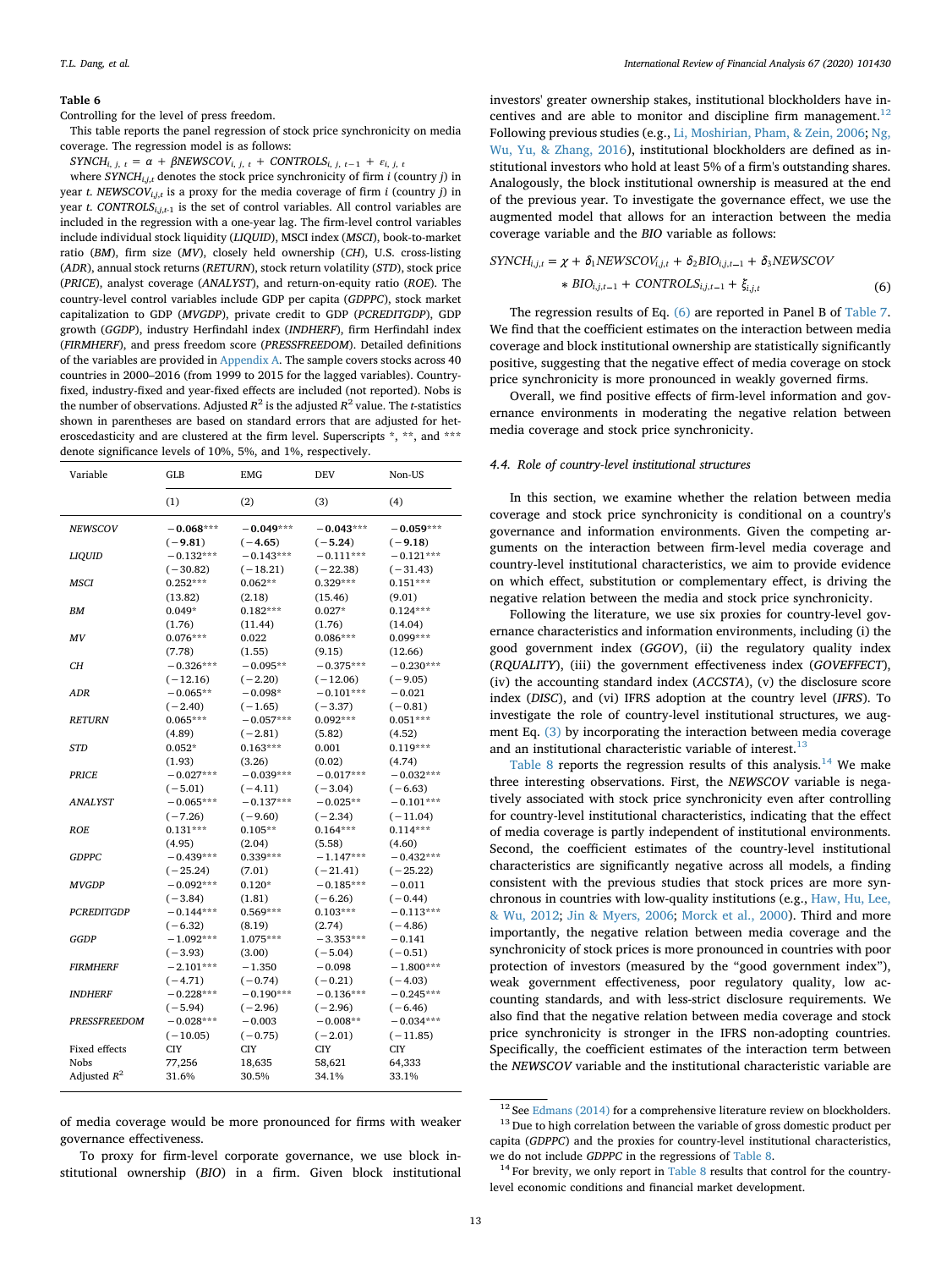**Table 6**

Controlling for the level of press freedom.

This table reports the panel regression of stock price synchronicity on media coverage. The regression model is as follows:

$SYNCH_{i,\,j,\,t} = \alpha + \beta NEWSCOV_{i,\,j,\,t} + CONTROLS_{i,\,j,\,t-1} + \varepsilon_{i,\,j,\,t}$

where $SYNCH_{i,j,t}$ denotes the stock price synchronicity of firm *i* (country *j*) in year *t*. $NEWSCOV_{i,j,t}$ is a proxy for the media coverage of firm *i* (country *j*) in year *t*. $CONTROLS_{i,j,t\text{-}1}$ is the set of control variables. All control variables are included in the regression with a one-year lag. The firm-level control variables include individual stock liquidity (*LIQUID*), MSCI index (*MSCI*), book-to-market ratio (*BM*), firm size (*MV*), closely held ownership (*CH*), U.S. cross-listing (*ADR*), annual stock returns (*RETURN*), stock return volatility (*STD*), stock price (*PRICE*), analyst coverage (*ANALYST*), and return-on-equity ratio (*ROE*). The country-level control variables include GDP per capita (*GDPPC*), stock market capitalization to GDP (*MVGDP*), private credit to GDP (*PCREDITGDP*), GDP growth (*GGDP*), industry Herfindahl index (*INDHERF*), firm Herfindahl index (*FIRMHERF*), and press freedom score (*PRESSFREEDOM*). Detailed definitions of the variables are provided in Appendix A. The sample covers stocks across 40 countries in 2000–2016 (from 1999 to 2015 for the lagged variables). Country-fixed, industry-fixed and year-fixed effects are included (not reported). Nobs is the number of observations. Adjusted $R^2$ is the adjusted $R^2$ value. The *t*-statistics shown in parentheses are based on standard errors that are adjusted for heteroscedasticity and are clustered at the firm level. Superscripts \*, \*\*, and \*\*\* denote significance levels of 10%, 5%, and 1%, respectively.

| Variable | GLB | EMG | DEV | Non-US |
|---|---|---|---|---|
| | (1) | (2) | (3) | (4) |
| *NEWSCOV* | **−0.068\*\*\*** | **−0.049\*\*\*** | **−0.043\*\*\*** | **−0.059\*\*\*** |
| | **(−9.81)** | **(−4.65)** | **(−5.24)** | **(−9.18)** |
| *LIQUID* | −0.132\*\*\* | −0.143\*\*\* | −0.111\*\*\* | −0.121\*\*\* |
| | (−30.82) | (−18.21) | (−22.38) | (−31.43) |
| *MSCI* | 0.252\*\*\* | 0.062\*\* | 0.329\*\*\* | 0.151\*\*\* |
| | (13.82) | (2.18) | (15.46) | (9.01) |
| *BM* | 0.049\* | 0.182\*\*\* | 0.027\* | 0.124\*\*\* |
| | (1.76) | (11.44) | (1.76) | (14.04) |
| *MV* | 0.076\*\*\* | 0.022 | 0.086\*\*\* | 0.099\*\*\* |
| | (7.78) | (1.55) | (9.15) | (12.66) |
| *CH* | −0.326\*\*\* | −0.095\*\* | −0.375\*\*\* | −0.230\*\*\* |
| | (−12.16) | (−2.20) | (−12.06) | (−9.05) |
| *ADR* | −0.065\*\* | −0.098\* | −0.101\*\*\* | −0.021 |
| | (−2.40) | (−1.65) | (−3.37) | (−0.81) |
| *RETURN* | 0.065\*\*\* | −0.057\*\*\* | 0.092\*\*\* | 0.051\*\*\* |
| | (4.89) | (−2.81) | (5.82) | (4.52) |
| *STD* | 0.052\* | 0.163\*\*\* | 0.001 | 0.119\*\*\* |
| | (1.93) | (3.26) | (0.02) | (4.74) |
| *PRICE* | −0.027\*\*\* | −0.039\*\*\* | −0.017\*\*\* | −0.032\*\*\* |
| | (−5.01) | (−4.11) | (−3.04) | (−6.63) |
| *ANALYST* | −0.065\*\*\* | −0.137\*\*\* | −0.025\*\* | −0.101\*\*\* |
| | (−7.26) | (−9.60) | (−2.34) | (−11.04) |
| *ROE* | 0.131\*\*\* | 0.105\*\* | 0.164\*\*\* | 0.114\*\*\* |
| | (4.95) | (2.04) | (5.58) | (4.60) |
| *GDPPC* | −0.439\*\*\* | 0.339\*\*\* | −1.147\*\*\* | −0.432\*\*\* |
| | (−25.24) | (7.01) | (−21.41) | (−25.22) |
| *MVGDP* | −0.092\*\*\* | 0.120\* | −0.185\*\*\* | −0.011 |
| | (−3.84) | (1.81) | (−6.26) | (−0.44) |
| *PCREDITGDP* | −0.144\*\*\* | 0.569\*\*\* | 0.103\*\*\* | −0.113\*\*\* |
| | (−6.32) | (8.19) | (2.74) | (−4.86) |
| *GGDP* | −1.092\*\*\* | 1.075\*\*\* | −3.353\*\*\* | −0.141 |
| | (−3.93) | (3.00) | (−5.04) | (−0.51) |
| *FIRMHERF* | −2.101\*\*\* | −1.350 | −0.098 | −1.800\*\*\* |
| | (−4.71) | (−0.74) | (−0.21) | (−4.03) |
| *INDHERF* | −0.228\*\*\* | −0.190\*\*\* | −0.136\*\*\* | −0.245\*\*\* |
| | (−5.94) | (−2.96) | (−2.96) | (−6.46) |
| *PRESSFREEDOM* | −0.028\*\*\* | −0.003 | −0.008\*\* | −0.034\*\*\* |
| | (−10.05) | (−0.75) | (−2.01) | (−11.85) |
| Fixed effects | CIY | CIY | CIY | CIY |
| Nobs | 77,256 | 18,635 | 58,621 | 64,333 |
| Adjusted $R^2$ | 31.6% | 30.5% | 34.1% | 33.1% |

of media coverage would be more pronounced for firms with weaker governance effectiveness.

To proxy for firm-level corporate governance, we use block institutional ownership (*BIO*) in a firm. Given block institutional investors' greater ownership stakes, institutional blockholders have incentives and are able to monitor and discipline firm management.[12] Following previous studies (e.g., Li, Moshirian, Pham, & Zein, 2006; Ng, Wu, Yu, & Zhang, 2016), institutional blockholders are defined as institutional investors who hold at least 5% of a firm's outstanding shares. Analogously, the block institutional ownership is measured at the end of the previous year. To investigate the governance effect, we use the augmented model that allows for an interaction between the media coverage variable and the *BIO* variable as follows:

$$SYNCH_{i,j,t} = \chi + \delta_1 NEWSCOV_{i,j,t} + \delta_2 BIO_{i,j,t-1} + \delta_3 NEWSCOV * BIO_{i,j,t-1} + CONTROLS_{i,j,t-1} + \xi_{i,j,t} \quad (6)$$

The regression results of Eq. (6) are reported in Panel B of Table 7. We find that the coefficient estimates on the interaction between media coverage and block institutional ownership are statistically significantly positive, suggesting that the negative effect of media coverage on stock price synchronicity is more pronounced in weakly governed firms.

Overall, we find positive effects of firm-level information and governance environments in moderating the negative relation between media coverage and stock price synchronicity.

### 4.4. Role of country-level institutional structures

In this section, we examine whether the relation between media coverage and stock price synchronicity is conditional on a country's governance and information environments. Given the competing arguments on the interaction between firm-level media coverage and country-level institutional characteristics, we aim to provide evidence on which effect, substitution or complementary effect, is driving the negative relation between the media and stock price synchronicity.

Following the literature, we use six proxies for country-level governance characteristics and information environments, including (i) the good government index (*GGOV*), (ii) the regulatory quality index (*RQUALITY*), (iii) the government effectiveness index (*GOVEFFECT*), (iv) the accounting standard index (*ACCSTA*), (v) the disclosure score index (*DISC*), and (vi) IFRS adoption at the country level (*IFRS*). To investigate the role of country-level institutional structures, we augment Eq. (3) by incorporating the interaction between media coverage and an institutional characteristic variable of interest.[13]

Table 8 reports the regression results of this analysis.[14] We make three interesting observations. First, the *NEWSCOV* variable is negatively associated with stock price synchronicity even after controlling for country-level institutional characteristics, indicating that the effect of media coverage is partly independent of institutional environments. Second, the coefficient estimates of the country-level institutional characteristics are significantly negative across all models, a finding consistent with the previous studies that stock prices are more synchronous in countries with low-quality institutions (e.g., Haw, Hu, Lee, & Wu, 2012; Jin & Myers, 2006; Morck et al., 2000). Third and more importantly, the negative relation between media coverage and the synchronicity of stock prices is more pronounced in countries with poor protection of investors (measured by the "good government index"), weak government effectiveness, poor regulatory quality, low accounting standards, and with less-strict disclosure requirements. We also find that the negative relation between media coverage and stock price synchronicity is stronger in the IFRS non-adopting countries. Specifically, the coefficient estimates of the interaction term between the *NEWSCOV* variable and the institutional characteristic variable are

[12] See Edmans (2014) for a comprehensive literature review on blockholders.

[13] Due to high correlation between the variable of gross domestic product per capita (*GDPPC*) and the proxies for country-level institutional characteristics, we do not include *GDPPC* in the regressions of Table 8.

[14] For brevity, we only report in Table 8 results that control for the country-level economic conditions and financial market development.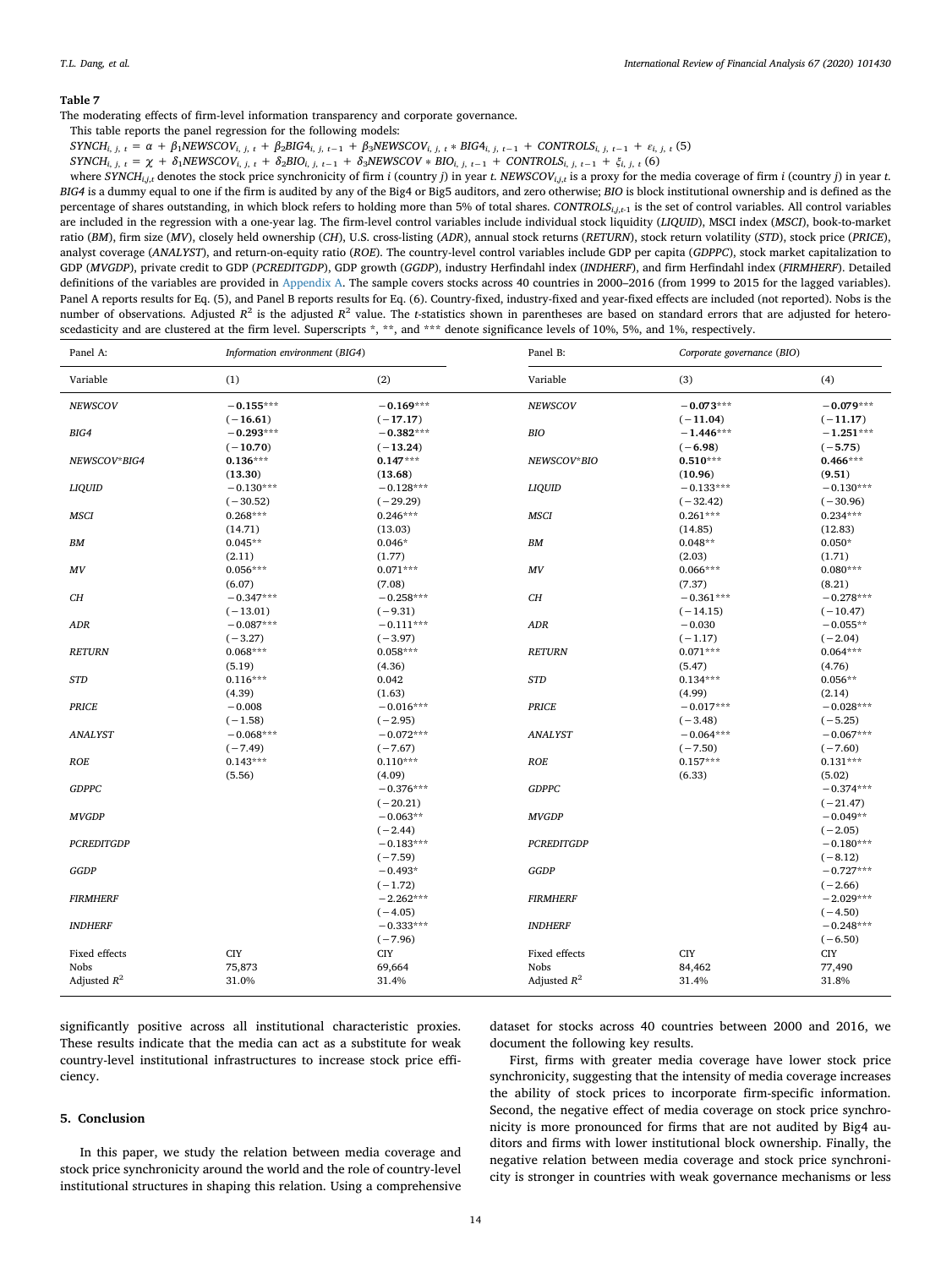**Table 7**

The moderating effects of firm-level information transparency and corporate governance.

This table reports the panel regression for the following models:

$SYNCH_{i,\,j,\,t} = \alpha + \beta_1 NEWSCOV_{i,\,j,\,t} + \beta_2 BIG4_{i,\,j,\,t-1} + \beta_3 NEWSCOV_{i,\,j,\,t} * BIG4_{i,\,j,\,t-1} + CONTROLS_{i,\,j,\,t-1} + \varepsilon_{i,\,j,\,t}$ (5)

$SYNCH_{i,\,j,\,t} = \chi + \delta_1 NEWSCOV_{i,\,j,\,t} + \delta_2 BIO_{i,\,j,\,t-1} + \delta_3 NEWSCOV * BIO_{i,\,j,\,t-1} + CONTROLS_{i,\,j,\,t-1} + \xi_{i,\,j,\,t}$ (6)

where $SYNCH_{i,j,t}$ denotes the stock price synchronicity of firm *i* (country *j*) in year *t*. $NEWSCOV_{i,j,t}$ is a proxy for the media coverage of firm *i* (country *j*) in year *t*. *BIG4* is a dummy equal to one if the firm is audited by any of the Big4 or Big5 auditors, and zero otherwise; *BIO* is block institutional ownership and is defined as the percentage of shares outstanding, in which block refers to holding more than 5% of total shares. $CONTROLS_{i,j,t-1}$ is the set of control variables. All control variables are included in the regression with a one-year lag. The firm-level control variables include individual stock liquidity (*LIQUID*), MSCI index (*MSCI*), book-to-market ratio (*BM*), firm size (*MV*), closely held ownership (*CH*), U.S. cross-listing (*ADR*), annual stock returns (*RETURN*), stock return volatility (*STD*), stock price (*PRICE*), analyst coverage (*ANALYST*), and return-on-equity ratio (*ROE*). The country-level control variables include GDP per capita (*GDPPC*), stock market capitalization to GDP (*MVGDP*), private credit to GDP (*PCREDITGDP*), GDP growth (*GGDP*), industry Herfindahl index (*INDHERF*), and firm Herfindahl index (*FIRMHERF*). Detailed definitions of the variables are provided in Appendix A. The sample covers stocks across 40 countries in 2000–2016 (from 1999 to 2015 for the lagged variables). Panel A reports results for Eq. (5), and Panel B reports results for Eq. (6). Country-fixed, industry-fixed and year-fixed effects are included (not reported). Nobs is the number of observations. Adjusted $R^2$ is the adjusted $R^2$ value. The *t*-statistics shown in parentheses are based on standard errors that are adjusted for heteroscedasticity and are clustered at the firm level. Superscripts *, **, and *** denote significance levels of 10%, 5%, and 1%, respectively.

| Panel A: | *Information environment (BIG4)* | | Panel B: | *Corporate governance (BIO)* | |
|---|---|---|---|---|---|
| Variable | (1) | (2) | Variable | (3) | (4) |
| *NEWSCOV* | **−0.155*****<br>**(−16.61)** | **−0.169*****<br>**(−17.17)** | *NEWSCOV* | **−0.073*****<br>**(−11.04)** | **−0.079*****<br>**(−11.17)** |
| *BIG4* | **−0.293*****<br>**(−10.70)** | **−0.382*****<br>**(−13.24)** | *BIO* | **−1.446*****<br>**(−6.98)** | **−1.251*****<br>**(−5.75)** |
| *NEWSCOV\*BIG4* | **0.136*****<br>**(13.30)** | **0.147*****<br>**(13.68)** | *NEWSCOV\*BIO* | **0.510*****<br>**(10.96)** | **0.466*****<br>**(9.51)** |
| *LIQUID* | −0.130***<br>(−30.52) | −0.128***<br>(−29.29) | *LIQUID* | −0.133***<br>(−32.42) | −0.130***<br>(−30.96) |
| *MSCI* | 0.268***<br>(14.71) | 0.246***<br>(13.03) | *MSCI* | 0.261***<br>(14.85) | 0.234***<br>(12.83) |
| *BM* | 0.045**<br>(2.11) | 0.046*<br>(1.77) | *BM* | 0.048**<br>(2.03) | 0.050*<br>(1.71) |
| *MV* | 0.056***<br>(6.07) | 0.071***<br>(7.08) | *MV* | 0.066***<br>(7.37) | 0.080***<br>(8.21) |
| *CH* | −0.347***<br>(−13.01) | −0.258***<br>(−9.31) | *CH* | −0.361***<br>(−14.15) | −0.278***<br>(−10.47) |
| *ADR* | −0.087***<br>(−3.27) | −0.111***<br>(−3.97) | *ADR* | −0.030<br>(−1.17) | −0.055**<br>(−2.04) |
| *RETURN* | 0.068***<br>(5.19) | 0.058***<br>(4.36) | *RETURN* | 0.071***<br>(5.47) | 0.064***<br>(4.76) |
| *STD* | 0.116***<br>(4.39) | 0.042<br>(1.63) | *STD* | 0.134***<br>(4.99) | 0.056**<br>(2.14) |
| *PRICE* | −0.008<br>(−1.58) | −0.016***<br>(−2.95) | *PRICE* | −0.017***<br>(−3.48) | −0.028***<br>(−5.25) |
| *ANALYST* | −0.068***<br>(−7.49) | −0.072***<br>(−7.67) | *ANALYST* | −0.064***<br>(−7.50) | −0.067***<br>(−7.60) |
| *ROE* | 0.143***<br>(5.56) | 0.110***<br>(4.09) | *ROE* | 0.157***<br>(6.33) | 0.131***<br>(5.02) |
| *GDPPC* | | −0.376***<br>(−20.21) | *GDPPC* | | −0.374***<br>(−21.47) |
| *MVGDP* | | −0.063**<br>(−2.44) | *MVGDP* | | −0.049**<br>(−2.05) |
| *PCREDITGDP* | | −0.183***<br>(−7.59) | *PCREDITGDP* | | −0.180***<br>(−8.12) |
| *GGDP* | | −0.493*<br>(−1.72) | *GGDP* | | −0.727***<br>(−2.66) |
| *FIRMHERF* | | −2.262***<br>(−4.05) | *FIRMHERF* | | −2.029***<br>(−4.50) |
| *INDHERF* | | −0.333***<br>(−7.96) | *INDHERF* | | −0.248***<br>(−6.50) |
| Fixed effects | CIY | CIY | Fixed effects | CIY | CIY |
| Nobs | 75,873 | 69,664 | Nobs | 84,462 | 77,490 |
| Adjusted $R^2$ | 31.0% | 31.4% | Adjusted $R^2$ | 31.4% | 31.8% |

significantly positive across all institutional characteristic proxies. These results indicate that the media can act as a substitute for weak country-level institutional infrastructures to increase stock price efficiency.

## 5. Conclusion

In this paper, we study the relation between media coverage and stock price synchronicity around the world and the role of country-level institutional structures in shaping this relation. Using a comprehensive dataset for stocks across 40 countries between 2000 and 2016, we document the following key results.

First, firms with greater media coverage have lower stock price synchronicity, suggesting that the intensity of media coverage increases the ability of stock prices to incorporate firm-specific information. Second, the negative effect of media coverage on stock price synchronicity is more pronounced for firms that are not audited by Big4 auditors and firms with lower institutional block ownership. Finally, the negative relation between media coverage and stock price synchronicity is stronger in countries with weak governance mechanisms or less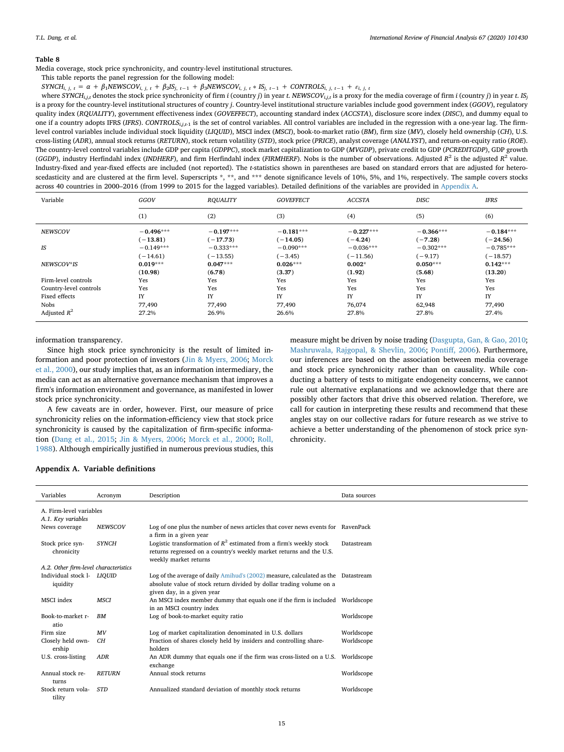**Table 8**

Media coverage, stock price synchronicity, and country-level institutional structures.

This table reports the panel regression for the following model:

$SYNCH_{i,\,j,\,t} = \alpha + \beta_1 NEWSCOV_{i,\,j,\,t} + \beta_2 IS_{j,\,t-1} + \beta_3 NEWSCOV_{i,\,j,\,t} * IS_{j,\,t-1} + CONTROLS_{i,\,j,\,t-1} + \varepsilon_{i,\,j,\,t}$

where $SYNCH_{i,j,t}$ denotes the stock price synchronicity of firm *i* (country *j*) in year *t*. $NEWSCOV_{i,j,t}$ is a proxy for the media coverage of firm *i* (country *j*) in year *t*. $IS_j$ is a proxy for the country-level institutional structures of country *j*. Country-level institutional structure variables include good government index (*GGOV*), regulatory quality index (*RQUALITY*), government effectiveness index (*GOVEFFECT*), accounting standard index (*ACCSTA*), disclosure score index (*DISC*), and dummy equal to one if a country adopts IFRS (*IFRS*). $CONTROLS_{i,j,t-1}$ is the set of control variables. All control variables are included in the regression with a one-year lag. The firm-level control variables include individual stock liquidity (*LIQUID*), MSCI index (*MSCI*), book-to-market ratio (*BM*), firm size (*MV*), closely held ownership (*CH*), U.S. cross-listing (*ADR*), annual stock returns (*RETURN*), stock return volatility (*STD*), stock price (*PRICE*), analyst coverage (*ANALYST*), and return-on-equity ratio (*ROE*). The country-level control variables include GDP per capita (*GDPPC*), stock market capitalization to GDP (*MVGDP*), private credit to GDP (*PCREDITGDP*), GDP growth (*GGDP*), industry Herfindahl index (*INDHERF*), and firm Herfindahl index (*FIRMHERF*). Nobs is the number of observations. Adjusted $R^2$ is the adjusted $R^2$ value. Industry-fixed and year-fixed effects are included (not reported). The *t*-statistics shown in parentheses are based on standard errors that are adjusted for heteroscedasticity and are clustered at the firm level. Superscripts *, **, and *** denote significance levels of 10%, 5%, and 1%, respectively. The sample covers stocks across 40 countries in 2000–2016 (from 1999 to 2015 for the lagged variables). Detailed definitions of the variables are provided in Appendix A.

| Variable | *GGOV* | *RQUALITY* | *GOVEFFECT* | *ACCSTA* | *DISC* | *IFRS* |
|---|---|---|---|---|---|---|
| | (1) | (2) | (3) | (4) | (5) | (6) |
| *NEWSCOV* | **−0.496*** ** | **−0.197*** ** | **−0.181*** ** | **−0.227*** ** | **−0.366*** ** | **−0.184*** ** |
| | **(−13.81)** | **(−17.73)** | **(−14.05)** | **(−4.24)** | **(−7.28)** | **(−24.56)** |
| *IS* | −0.149*** | −0.333*** | −0.090*** | −0.036*** | −0.302*** | −0.785*** |
| | (−14.61) | (−13.55) | (−3.45) | (−11.56) | (−9.17) | (−18.57) |
| *NEWSCOV*IS* | **0.019*** ** | **0.047*** ** | **0.026*** ** | **0.002*** | **0.050*** ** | **0.142*** ** |
| | **(10.98)** | **(6.78)** | **(3.37)** | **(1.92)** | **(5.68)** | **(13.20)** |
| Firm-level controls | Yes | Yes | Yes | Yes | Yes | Yes |
| Country-level controls | Yes | Yes | Yes | Yes | Yes | Yes |
| Fixed effects | IY | IY | IY | IY | IY | IY |
| Nobs | 77,490 | 77,490 | 77,490 | 76,074 | 62,948 | 77,490 |
| Adjusted $R^2$ | 27.2% | 26.9% | 26.6% | 27.8% | 27.8% | 27.4% |

information transparency.

Since high stock price synchronicity is the result of limited information and poor protection of investors (Jin & Myers, 2006; Morck et al., 2000), our study implies that, as an information intermediary, the media can act as an alternative governance mechanism that improves a firm's information environment and governance, as manifested in lower stock price synchronicity.

A few caveats are in order, however. First, our measure of price synchronicity relies on the information-efficiency view that stock price synchronicity is caused by the capitalization of firm-specific information (Dang et al., 2015; Jin & Myers, 2006; Morck et al., 2000; Roll, 1988). Although empirically justified in numerous previous studies, this measure might be driven by noise trading (Dasgupta, Gan, & Gao, 2010; Mashruwala, Rajgopal, & Shevlin, 2006; Pontiff, 2006). Furthermore, our inferences are based on the association between media coverage and stock price synchronicity rather than on causality. While conducting a battery of tests to mitigate endogeneity concerns, we cannot rule out alternative explanations and we acknowledge that there are possibly other factors that drive this observed relation. Therefore, we call for caution in interpreting these results and recommend that these angles stay on our collective radars for future research as we strive to achieve a better understanding of the phenomenon of stock price synchronicity.

## Appendix A. Variable definitions

| Variables | Acronym | Description | Data sources |
|---|---|---|---|
| A. Firm-level variables | | | |
| *A.1. Key variables* | | | |
| News coverage | *NEWSCOV* | Log of one plus the number of news articles that cover news events for a firm in a given year | RavenPack |
| Stock price synchronicity | *SYNCH* | Logistic transformation of $R^2$ estimated from a firm's weekly stock returns regressed on a country's weekly market returns and the U.S. weekly market returns | Datastream |
| *A.2. Other firm-level characteristics* | | | |
| Individual stock liquidity | *LIQUID* | Log of the average of daily Amihud's (2002) measure, calculated as the absolute value of stock return divided by dollar trading volume on a given day, in a given year | Datastream |
| MSCI index | *MSCI* | An MSCI index member dummy that equals one if the firm is included in an MSCI country index | Worldscope |
| Book-to-market ratio | *BM* | Log of book-to-market equity ratio | Worldscope |
| Firm size | *MV* | Log of market capitalization denominated in U.S. dollars | Worldscope |
| Closely held ownership | *CH* | Fraction of shares closely held by insiders and controlling shareholders | Worldscope |
| U.S. cross-listing | *ADR* | An ADR dummy that equals one if the firm was cross-listed on a U.S. exchange | Worldscope |
| Annual stock returns | *RETURN* | Annual stock returns | Worldscope |
| Stock return volatility | *STD* | Annualized standard deviation of monthly stock returns | Worldscope |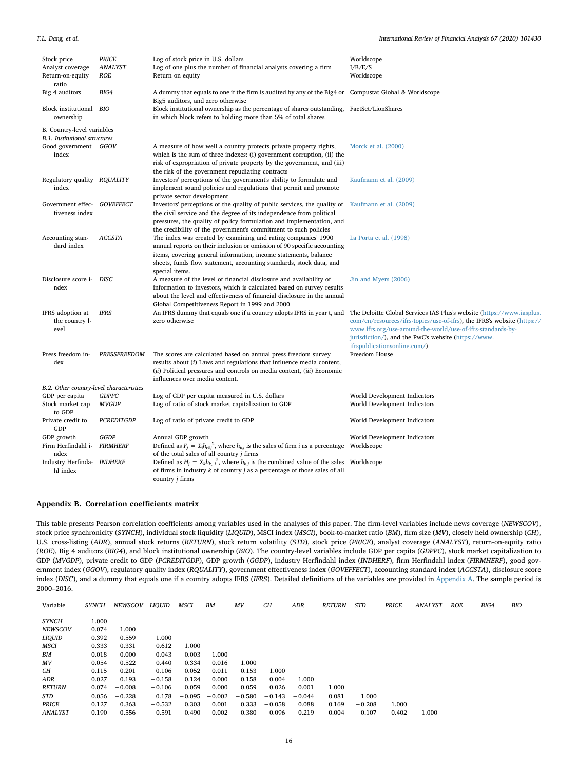| | | | |
|---|---|---|---|
| Stock price | *PRICE* | Log of stock price in U.S. dollars | Worldscope |
| Analyst coverage | *ANALYST* | Log of one plus the number of financial analysts covering a firm | I/B/E/S |
| Return-on-equity ratio | *ROE* | Return on equity | Worldscope |
| Big 4 auditors | *BIG4* | A dummy that equals to one if the firm is audited by any of the Big4 or Big5 auditors, and zero otherwise | Compustat Global & Worldscope |
| Block institutional ownership | *BIO* | Block institutional ownership as the percentage of shares outstanding, in which block refers to holding more than 5% of total shares | FactSet/LionShares |
| B. Country-level variables | | | |
| *B.1. Institutional structures* | | | |
| Good government index | *GGOV* | A measure of how well a country protects private property rights, which is the sum of three indexes: (i) government corruption, (ii) the risk of expropriation of private property by the government, and (iii) the risk of the government repudiating contracts | Morck et al. (2000) |
| Regulatory quality index | *RQUALITY* | Investors' perceptions of the government's ability to formulate and implement sound policies and regulations that permit and promote private sector development | Kaufmann et al. (2009) |
| Government effectiveness index | *GOVEFFECT* | Investors' perceptions of the quality of public services, the quality of the civil service and the degree of its independence from political pressures, the quality of policy formulation and implementation, and the credibility of the government's commitment to such policies | Kaufmann et al. (2009) |
| Accounting standard index | *ACCSTA* | The index was created by examining and rating companies' 1990 annual reports on their inclusion or omission of 90 specific accounting items, covering general information, income statements, balance sheets, funds flow statement, accounting standards, stock data, and special items. | La Porta et al. (1998) |
| Disclosure score index | *DISC* | A measure of the level of financial disclosure and availability of information to investors, which is calculated based on survey results about the level and effectiveness of financial disclosure in the annual Global Competitiveness Report in 1999 and 2000 | Jin and Myers (2006) |
| IFRS adoption at the country level | *IFRS* | An IFRS dummy that equals one if a country adopts IFRS in year t, and zero otherwise | The Deloitte Global Services IAS Plus's website (https://www.iasplus.com/en/resources/ifrs-topics/use-of-ifrs), the IFRS's website (https://www.ifrs.org/use-around-the-world/use-of-ifrs-standards-by-jurisdiction/), and the PwC's website (https://www.ifrspublicationsonline.com/) |
| Press freedom index | *PRESSFREEDOM* | The scores are calculated based on annual press freedom survey results about (*i*) Laws and regulations that influence media content, (*ii*) Political pressures and controls on media content, (*iii*) Economic influences over media content. | Freedom House |
| *B.2. Other country-level characteristics* | | | |
| GDP per capita | *GDPPC* | Log of GDP per capita measured in U.S. dollars | World Development Indicators |
| Stock market cap to GDP | *MVGDP* | Log of ratio of stock market capitalization to GDP | World Development Indicators |
| Private credit to GDP | *PCREDITGDP* | Log of ratio of private credit to GDP | World Development Indicators |
| GDP growth | *GGDP* | Annual GDP growth | World Development Indicators |
| Firm Herfindahl index | *FIRMHERF* | Defined as $F_j = \Sigma_i h_{i\in j}^2$, where $h_{i,j}$ is the sales of firm $i$ as a percentage of the total sales of all country $j$ firms | Worldscope |
| Industry Herfindahl index | *INDHERF* | Defined as $H_j = \Sigma_k h_{k,j}^2$, where $h_{k,j}$ is the combined value of the sales of firms in industry $k$ of country $j$ as a percentage of those sales of all country $j$ firms | Worldscope |

## Appendix B. Correlation coefficients matrix

This table presents Pearson correlation coefficients among variables used in the analyses of this paper. The firm-level variables include news coverage (*NEWSCOV*), stock price synchronicity (*SYNCH*), individual stock liquidity (*LIQUID*), MSCI index (*MSCI*), book-to-market ratio (*BM*), firm size (*MV*), closely held ownership (*CH*), U.S. cross-listing (*ADR*), annual stock returns (*RETURN*), stock return volatility (*STD*), stock price (*PRICE*), analyst coverage (*ANALYST*), return-on-equity ratio (*ROE*), Big 4 auditors (*BIG4*), and block institutional ownership (*BIO*). The country-level variables include GDP per capita (*GDPPC*), stock market capitalization to GDP (*MVGDP*), private credit to GDP (*PCREDITGDP*), GDP growth (*GGDP*), industry Herfindahl index (*INDHERF*), firm Herfindahl index (*FIRMHERF*), good government index (*GGOV*), regulatory quality index (*RQUALITY*), government effectiveness index (*GOVEFFECT*), accounting standard index (*ACCSTA*), disclosure score index (*DISC*), and a dummy that equals one if a country adopts IFRS (*IFRS*). Detailed definitions of the variables are provided in Appendix A. The sample period is 2000–2016.

| Variable | *SYNCH* | *NEWSCOV* | *LIQUID* | *MSCI* | *BM* | *MV* | *CH* | *ADR* | *RETURN* | *STD* | *PRICE* | *ANALYST* | *ROE* | *BIG4* | *BIO* |
|---|---|---|---|---|---|---|---|---|---|---|---|---|---|---|---|
| *SYNCH* | 1.000 | | | | | | | | | | | | | | |
| *NEWSCOV* | 0.074 | 1.000 | | | | | | | | | | | | | |
| *LIQUID* | −0.392 | −0.559 | 1.000 | | | | | | | | | | | | |
| *MSCI* | 0.333 | 0.331 | −0.612 | 1.000 | | | | | | | | | | | |
| *BM* | −0.018 | 0.000 | 0.043 | 0.003 | 1.000 | | | | | | | | | | |
| *MV* | 0.054 | 0.522 | −0.440 | 0.334 | −0.016 | 1.000 | | | | | | | | | |
| *CH* | −0.115 | −0.201 | 0.106 | 0.052 | 0.011 | 0.153 | 1.000 | | | | | | | | |
| *ADR* | 0.027 | 0.193 | −0.158 | 0.124 | 0.000 | 0.158 | 0.004 | 1.000 | | | | | | | |
| *RETURN* | 0.074 | −0.008 | −0.106 | 0.059 | 0.000 | 0.059 | 0.026 | 0.001 | 1.000 | | | | | | |
| *STD* | 0.056 | −0.228 | 0.178 | −0.095 | −0.002 | −0.580 | −0.143 | −0.044 | 0.081 | 1.000 | | | | | |
| *PRICE* | 0.127 | 0.363 | −0.532 | 0.303 | 0.001 | 0.333 | −0.058 | 0.088 | 0.169 | −0.208 | 1.000 | | | | |
| *ANALYST* | 0.190 | 0.556 | −0.591 | 0.490 | −0.002 | 0.380 | 0.096 | 0.219 | 0.004 | −0.107 | 0.402 | 1.000 | | | |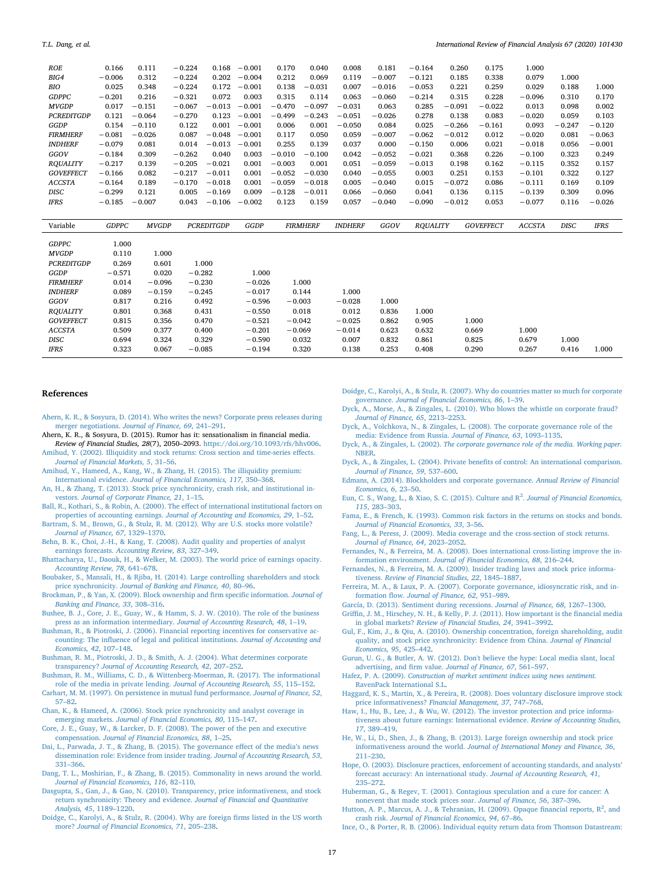| | | | | | | | | | | | | | | |
|---|---|---|---|---|---|---|---|---|---|---|---|---|---|---|
| *ROE* | 0.166 | 0.111 | −0.224 | 0.168 | −0.001 | 0.170 | 0.040 | 0.008 | 0.181 | −0.164 | 0.260 | 0.175 | 1.000 | |
| *BIG4* | −0.006 | 0.312 | −0.224 | 0.202 | −0.004 | 0.212 | 0.069 | 0.119 | −0.007 | −0.121 | 0.185 | 0.338 | 0.079 | 1.000 |
| *BIO* | 0.025 | 0.348 | −0.224 | 0.172 | −0.001 | 0.138 | −0.031 | 0.007 | −0.016 | −0.053 | 0.221 | 0.259 | 0.029 | 0.188 | 1.000 |
| *GDPPC* | −0.201 | 0.216 | −0.321 | 0.072 | 0.003 | 0.315 | 0.114 | 0.063 | −0.060 | −0.214 | 0.315 | 0.228 | −0.096 | 0.310 | 0.170 |
| *MVGDP* | 0.017 | −0.151 | −0.067 | −0.013 | −0.001 | −0.470 | −0.097 | −0.031 | 0.063 | 0.285 | −0.091 | −0.022 | 0.013 | 0.098 | 0.002 |
| *PCREDITGDP* | 0.121 | −0.064 | −0.270 | 0.123 | −0.001 | −0.499 | −0.243 | −0.051 | −0.026 | 0.278 | 0.138 | 0.083 | −0.020 | 0.059 | 0.103 |
| *GGDP* | 0.154 | −0.110 | 0.122 | 0.001 | −0.001 | 0.006 | 0.001 | −0.050 | 0.084 | 0.025 | −0.266 | −0.161 | 0.093 | −0.247 | −0.120 |
| *FIRMHERF* | −0.081 | −0.026 | 0.087 | −0.048 | −0.001 | 0.117 | 0.050 | 0.059 | −0.007 | −0.062 | −0.012 | 0.012 | −0.020 | 0.081 | −0.063 |
| *INDHERF* | −0.079 | 0.081 | 0.014 | −0.013 | −0.001 | 0.255 | 0.139 | 0.037 | 0.000 | −0.150 | 0.006 | 0.021 | −0.018 | 0.056 | −0.001 |
| *GGOV* | −0.184 | 0.309 | −0.262 | 0.040 | 0.003 | −0.010 | −0.100 | 0.042 | −0.052 | −0.021 | 0.368 | 0.226 | −0.100 | 0.323 | 0.249 |
| *RQUALITY* | −0.217 | 0.139 | −0.205 | −0.021 | 0.001 | −0.003 | 0.001 | 0.051 | −0.059 | −0.013 | 0.198 | 0.162 | −0.115 | 0.352 | 0.157 |
| *GOVEFFECT* | −0.166 | 0.082 | −0.217 | −0.011 | 0.001 | −0.052 | −0.030 | 0.040 | −0.055 | 0.003 | 0.251 | 0.153 | −0.101 | 0.322 | 0.127 |
| *ACCSTA* | −0.164 | 0.189 | −0.170 | −0.018 | 0.001 | −0.059 | −0.018 | 0.005 | −0.040 | 0.015 | −0.072 | 0.086 | −0.111 | 0.169 | 0.109 |
| *DISC* | −0.299 | 0.121 | 0.005 | −0.169 | 0.009 | −0.128 | −0.011 | 0.066 | −0.060 | 0.041 | 0.136 | 0.115 | −0.139 | 0.309 | 0.096 |
| *IFRS* | −0.185 | −0.007 | 0.043 | −0.106 | −0.002 | 0.123 | 0.159 | 0.057 | −0.040 | −0.090 | −0.012 | 0.053 | −0.077 | 0.116 | −0.026 |

| Variable | *GDPPC* | *MVGDP* | *PCREDITGDP* | *GGDP* | *FIRMHERF* | *INDHERF* | *GGOV* | *RQUALITY* | *GOVEFFECT* | *ACCSTA* | *DISC* | *IFRS* |
|---|---|---|---|---|---|---|---|---|---|---|---|---|
| *GDPPC* | 1.000 | | | | | | | | | | | |
| *MVGDP* | 0.110 | 1.000 | | | | | | | | | | |
| *PCREDITGDP* | 0.269 | 0.601 | 1.000 | | | | | | | | | |
| *GGDP* | −0.571 | 0.020 | −0.282 | 1.000 | | | | | | | | |
| *FIRMHERF* | 0.014 | −0.096 | −0.230 | −0.026 | 1.000 | | | | | | | |
| *INDHERF* | 0.089 | −0.159 | −0.245 | −0.017 | 0.144 | 1.000 | | | | | | |
| *GGOV* | 0.817 | 0.216 | 0.492 | −0.596 | −0.003 | −0.028 | 1.000 | | | | | |
| *RQUALITY* | 0.801 | 0.368 | 0.431 | −0.550 | 0.018 | 0.012 | 0.836 | 1.000 | | | | |
| *GOVEFFECT* | 0.815 | 0.356 | 0.470 | −0.521 | −0.042 | −0.025 | 0.862 | 0.905 | 1.000 | | | |
| *ACCSTA* | 0.509 | 0.377 | 0.400 | −0.201 | −0.069 | −0.014 | 0.623 | 0.632 | 0.669 | 1.000 | | |
| *DISC* | 0.694 | 0.324 | 0.329 | −0.590 | 0.032 | 0.007 | 0.832 | 0.861 | 0.825 | 0.679 | 1.000 | |
| *IFRS* | 0.323 | 0.067 | −0.085 | −0.194 | 0.320 | 0.138 | 0.253 | 0.408 | 0.290 | 0.267 | 0.416 | 1.000 |

## References

Ahern, K. R., & Sosyura, D. (2014). Who writes the news? Corporate press releases during merger negotiations. *Journal of Finance, 69*, 241–291.

Ahern, K. R., & Sosyura, D. (2015). Rumor has it: sensationalism in financial media. *Review of Financial Studies, 28*(7), 2050–2093. https://doi.org/10.1093/rfs/hhv006.

Amihud, Y. (2002). Illiquidity and stock returns: Cross section and time-series effects. *Journal of Financial Markets, 5*, 31–56.

Amihud, Y., Hameed, A., Kang, W., & Zhang, H. (2015). The illiquidity premium: International evidence. *Journal of Financial Economics, 117*, 350–368.

An, H., & Zhang, T. (2013). Stock price synchronicity, crash risk, and institutional investors. *Journal of Corporate Finance, 21*, 1–15.

Ball, R., Kothari, S., & Robin, A. (2000). The effect of international institutional factors on properties of accounting earnings. *Journal of Accounting and Economics, 29*, 1–52.

Bartram, S. M., Brown, G., & Stulz, R. M. (2012). Why are U.S. stocks more volatile? *Journal of Finance, 67*, 1329–1370.

Behn, B. K., Choi, J.-H., & Kang, T. (2008). Audit quality and properties of analyst earnings forecasts. *Accounting Review, 83*, 327–349.

Bhattacharya, U., Daouk, H., & Welker, M. (2003). The world price of earnings opacity. *Accounting Review, 78*, 641–678.

Boubaker, S., Mansali, H., & Rjiba, H. (2014). Large controlling shareholders and stock price synchronicity. *Journal of Banking and Finance, 40*, 80–96.

Brockman, P., & Yan, X. (2009). Block ownership and firm specific information. *Journal of Banking and Finance, 33*, 308–316.

Bushee, B. J., Core, J. E., Guay, W., & Hamm, S. J. W. (2010). The role of the business press as an information intermediary. *Journal of Accounting Research, 48*, 1–19.

Bushman, R., & Piotroski, J. (2006). Financial reporting incentives for conservative accounting: The influence of legal and political institutions. *Journal of Accounting and Economics, 42*, 107–148.

Bushman, R. M., Piotroski, J. D., & Smith, A. J. (2004). What determines corporate transparency? *Journal of Accounting Research, 42*, 207–252.

Bushman, R. M., Williams, C. D., & Wittenberg-Moerman, R. (2017). The informational role of the media in private lending. *Journal of Accounting Research, 55*, 115–152.

Carhart, M. M. (1997). On persistence in mutual fund performance. *Journal of Finance, 52*, 57–82.

Chan, K., & Hameed, A. (2006). Stock price synchronicity and analyst coverage in emerging markets. *Journal of Financial Economics, 80*, 115–147.

Core, J. E., Guay, W., & Larcker, D. F. (2008). The power of the pen and executive compensation. *Journal of Financial Economics, 88*, 1–25.

Dai, L., Parwada, J. T., & Zhang, B. (2015). The governance effect of the media's news dissemination role: Evidence from insider trading. *Journal of Accounting Research, 53*, 331–366.

Dang, T. L., Moshirian, F., & Zhang, B. (2015). Commonality in news around the world. *Journal of Financial Economics, 116*, 82–110.

Dasgupta, S., Gan, J., & Gao, N. (2010). Transparency, price informativeness, and stock return synchronicity: Theory and evidence. *Journal of Financial and Quantitative Analysis, 45*, 1189–1220.

Doidge, C., Karolyi, A., & Stulz, R. (2004). Why are foreign firms listed in the US worth more? *Journal of Financial Economics, 71*, 205–238.

Doidge, C., Karolyi, A., & Stulz, R. (2007). Why do countries matter so much for corporate governance. *Journal of Financial Economics, 86*, 1–39.

Dyck, A., Morse, A., & Zingales, L. (2010). Who blows the whistle on corporate fraud? *Journal of Finance, 65*, 2213–2253.

Dyck, A., Volchkova, N., & Zingales, L. (2008). The corporate governance role of the media: Evidence from Russia. *Journal of Finance, 63*, 1093–1135.

Dyck, A., & Zingales, L. (2002). *The corporate governance role of the media. Working paper.* NBER.

Dyck, A., & Zingales, L. (2004). Private benefits of control: An international comparison. *Journal of Finance, 59*, 537–600.

Edmans, A. (2014). Blockholders and corporate governance. *Annual Review of Financial Economics, 6*, 23–50.

Eun, C. S., Wang, L., & Xiao, S. C. (2015). Culture and $R^2$. *Journal of Financial Economics, 115*, 283–303.

Fama, E., & French, K. (1993). Common risk factors in the returns on stocks and bonds. *Journal of Financial Economics, 33*, 3–56.

Fang, L., & Peress, J. (2009). Media coverage and the cross-section of stock returns. *Journal of Finance, 64*, 2023–2052.

Fernandes, N., & Ferreira, M. A. (2008). Does international cross-listing improve the information environment. *Journal of Financial Economics, 88*, 216–244.

Fernandes, N., & Ferreira, M. A. (2009). Insider trading laws and stock price informativeness. *Review of Financial Studies, 22*, 1845–1887.

Ferreira, M. A., & Laux, P. A. (2007). Corporate governance, idiosyncratic risk, and information flow. *Journal of Finance, 62*, 951–989.

García, D. (2013). Sentiment during recessions. *Journal of Finance, 68*, 1267–1300.

Griffin, J. M., Hirschey, N. H., & Kelly, P. J. (2011). How important is the financial media in global markets? *Review of Financial Studies, 24*, 3941–3992.

Gul, F., Kim, J., & Qiu, A. (2010). Ownership concentration, foreign shareholding, audit quality, and stock price synchronicity: Evidence from China. *Journal of Financial Economics, 95*, 425–442.

Gurun, U. G., & Butler, A. W. (2012). Don't believe the hype: Local media slant, local advertising, and firm value. *Journal of Finance, 67*, 561–597.

Hafez, P. A. (2009). *Construction of market sentiment indices using news sentiment.* RavenPack International S.L.

Haggard, K. S., Martin, X., & Pereira, R. (2008). Does voluntary disclosure improve stock price informativeness? *Financial Management, 37*, 747–768.

Haw, I., Hu, B., Lee, J., & Wu, W. (2012). The investor protection and price informativeness about future earnings: International evidence. *Review of Accounting Studies, 17*, 389–419.

He, W., Li, D., Shen, J., & Zhang, B. (2013). Large foreign ownership and stock price informativeness around the world. *Journal of International Money and Finance, 36*, 211–230.

Hope, O. (2003). Disclosure practices, enforcement of accounting standards, and analysts' forecast accuracy: An international study. *Journal of Accounting Research, 41*, 235–272.

Huberman, G., & Regev, T. (2001). Contagious speculation and a cure for cancer: A nonevent that made stock prices soar. *Journal of Finance, 56*, 387–396.

Hutton, A. P., Marcus, A. J., & Tehranian, H. (2009). Opaque financial reports, $R^2$, and crash risk. *Journal of Financial Economics, 94*, 67–86.

Ince, O., & Porter, R. B. (2006). Individual equity return data from Thomson Datastream: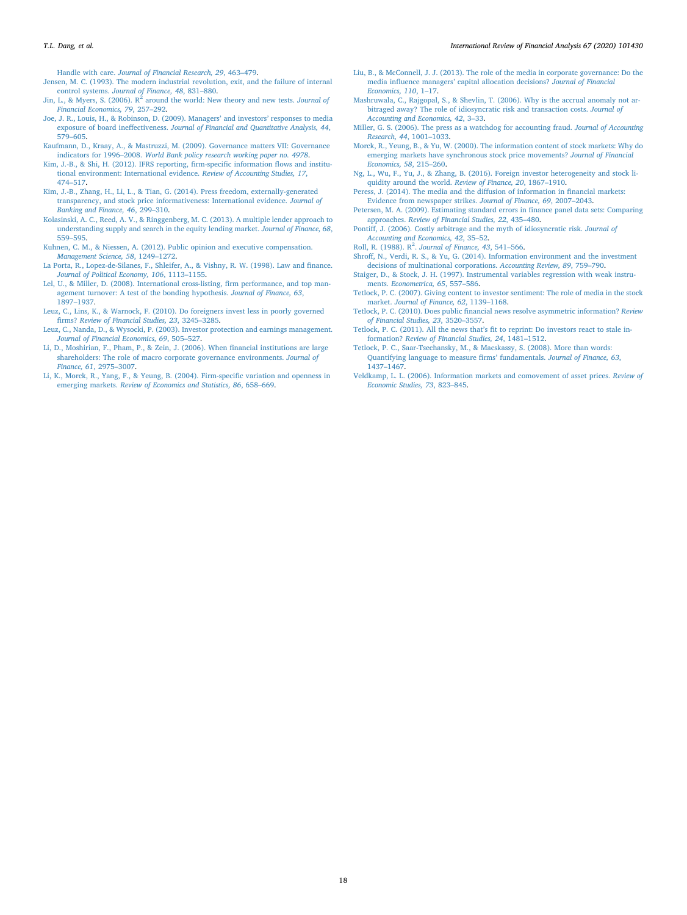Handle with care. *Journal of Financial Research, 29*, 463–479.

Jensen, M. C. (1993). The modern industrial revolution, exit, and the failure of internal control systems. *Journal of Finance, 48*, 831–880.

Jin, L., & Myers, S. (2006). $R^2$ around the world: New theory and new tests. *Journal of Financial Economics, 79*, 257–292.

Joe, J. R., Louis, H., & Robinson, D. (2009). Managers' and investors' responses to media exposure of board ineffectiveness. *Journal of Financial and Quantitative Analysis, 44*, 579–605.

Kaufmann, D., Kraay, A., & Mastruzzi, M. (2009). Governance matters VII: Governance indicators for 1996–2008. *World Bank policy research working paper no. 4978*.

Kim, J.-B., & Shi, H. (2012). IFRS reporting, firm-specific information flows and institutional environment: International evidence. *Review of Accounting Studies, 17*, 474–517.

Kim, J.-B., Zhang, H., Li, L., & Tian, G. (2014). Press freedom, externally-generated transparency, and stock price informativeness: International evidence. *Journal of Banking and Finance, 46*, 299–310.

Kolasinski, A. C., Reed, A. V., & Ringgenberg, M. C. (2013). A multiple lender approach to understanding supply and search in the equity lending market. *Journal of Finance, 68*, 559–595.

Kuhnen, C. M., & Niessen, A. (2012). Public opinion and executive compensation. *Management Science, 58*, 1249–1272.

La Porta, R., Lopez-de-Silanes, F., Shleifer, A., & Vishny, R. W. (1998). Law and finance. *Journal of Political Economy, 106*, 1113–1155.

Lel, U., & Miller, D. (2008). International cross-listing, firm performance, and top management turnover: A test of the bonding hypothesis. *Journal of Finance, 63*, 1897–1937.

Leuz, C., Lins, K., & Warnock, F. (2010). Do foreigners invest less in poorly governed firms? *Review of Financial Studies, 23*, 3245–3285.

Leuz, C., Nanda, D., & Wysocki, P. (2003). Investor protection and earnings management. *Journal of Financial Economics, 69*, 505–527.

Li, D., Moshirian, F., Pham, P., & Zein, J. (2006). When financial institutions are large shareholders: The role of macro corporate governance environments. *Journal of Finance, 61*, 2975–3007.

Li, K., Morck, R., Yang, F., & Yeung, B. (2004). Firm-specific variation and openness in emerging markets. *Review of Economics and Statistics, 86*, 658–669.

Liu, B., & McConnell, J. J. (2013). The role of the media in corporate governance: Do the media influence managers' capital allocation decisions? *Journal of Financial Economics, 110*, 1–17.

Mashruwala, C., Rajgopal, S., & Shevlin, T. (2006). Why is the accrual anomaly not arbitraged away? The role of idiosyncratic risk and transaction costs. *Journal of Accounting and Economics, 42*, 3–33.

Miller, G. S. (2006). The press as a watchdog for accounting fraud. *Journal of Accounting Research, 44*, 1001–1033.

Morck, R., Yeung, B., & Yu, W. (2000). The information content of stock markets: Why do emerging markets have synchronous stock price movements? *Journal of Financial Economics, 58*, 215–260.

Ng, L., Wu, F., Yu, J., & Zhang, B. (2016). Foreign investor heterogeneity and stock liquidity around the world. *Review of Finance, 20*, 1867–1910.

Peress, J. (2014). The media and the diffusion of information in financial markets: Evidence from newspaper strikes. *Journal of Finance, 69*, 2007–2043.

Petersen, M. A. (2009). Estimating standard errors in finance panel data sets: Comparing approaches. *Review of Financial Studies, 22*, 435–480.

Pontiff, J. (2006). Costly arbitrage and the myth of idiosyncratic risk. *Journal of Accounting and Economics, 42*, 35–52.

Roll, R. (1988). $R^2$. *Journal of Finance, 43*, 541–566.

Shroff, N., Verdi, R. S., & Yu, G. (2014). Information environment and the investment decisions of multinational corporations. *Accounting Review, 89*, 759–790.

Staiger, D., & Stock, J. H. (1997). Instrumental variables regression with weak instruments. *Econometrica, 65*, 557–586.

Tetlock, P. C. (2007). Giving content to investor sentiment: The role of media in the stock market. *Journal of Finance, 62*, 1139–1168.

Tetlock, P. C. (2010). Does public financial news resolve asymmetric information? *Review of Financial Studies, 23*, 3520–3557.

Tetlock, P. C. (2011). All the news that's fit to reprint: Do investors react to stale information? *Review of Financial Studies, 24*, 1481–1512.

Tetlock, P. C., Saar-Tsechansky, M., & Macskassy, S. (2008). More than words: Quantifying language to measure firms' fundamentals. *Journal of Finance, 63*, 1437–1467.

Veldkamp, L. L. (2006). Information markets and comovement of asset prices. *Review of Economic Studies, 73*, 823–845.